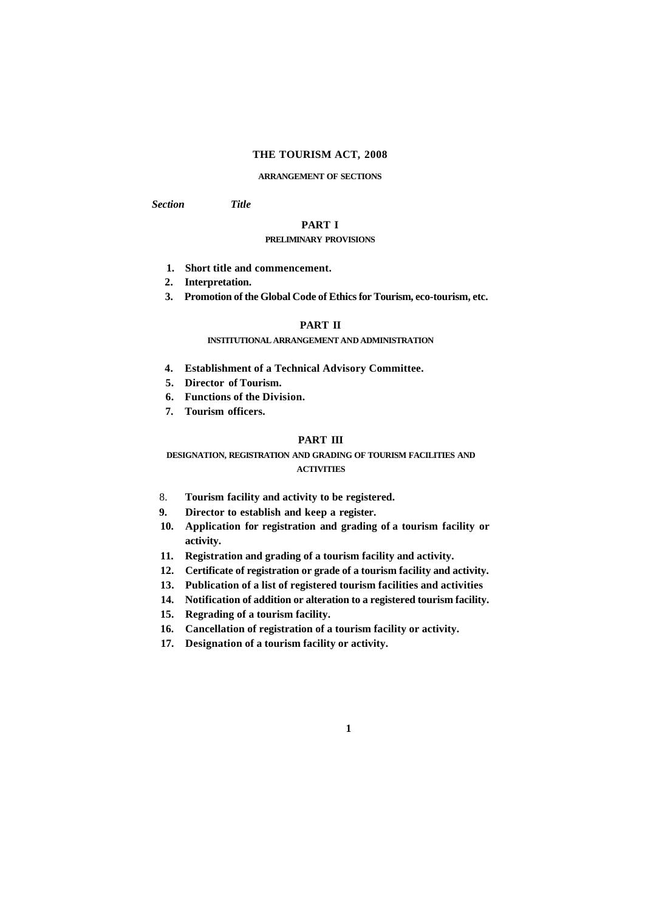# THE TOURISM ACT, 2008

## ARRANGEMENT OF SECTIONS

*Section* *Title*

### PART I

#### PRELIMINARY PROVISIONS

1. **Short title and commencement.**
2. **Interpretation.**
3. **Promotion of the Global Code of Ethics for Tourism, eco-tourism, etc.**

### PART II

#### INSTITUTIONAL ARRANGEMENT AND ADMINISTRATION

4. **Establishment of a Technical Advisory Committee.**
5. **Director of Tourism.**
6. **Functions of the Division.**
7. **Tourism officers.**

### PART III

#### DESIGNATION, REGISTRATION AND GRADING OF TOURISM FACILITIES AND ACTIVITIES

8. **Tourism facility and activity to be registered.**
9. **Director to establish and keep a register.**
10. **Application for registration and grading of a tourism facility or activity.**
11. **Registration and grading of a tourism facility and activity.**
12. **Certificate of registration or grade of a tourism facility and activity.**
13. **Publication of a list of registered tourism facilities and activities**
14. **Notification of addition or alteration to a registered tourism facility.**
15. **Regrading of a tourism facility.**
16. **Cancellation of registration of a tourism facility or activity.**
17. **Designation of a tourism facility or activity.**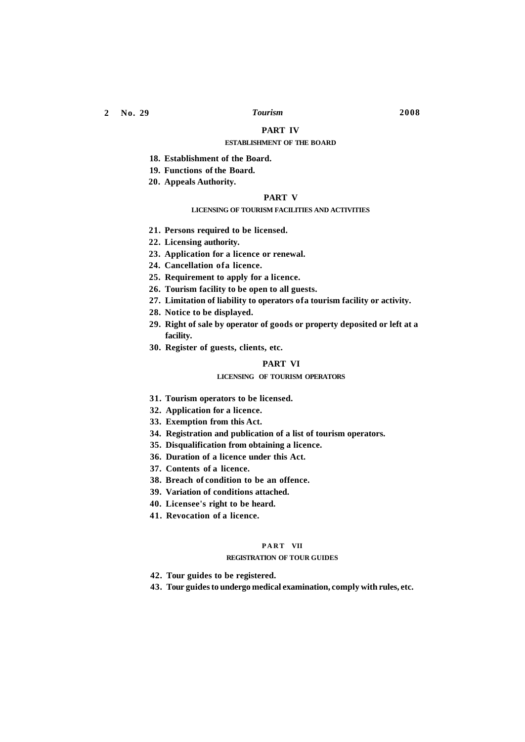## PART IV

### ESTABLISHMENT OF THE BOARD

**18. Establishment of the Board.**

**19. Functions of the Board.**

**20. Appeals Authority.**

## PART V

### LICENSING OF TOURISM FACILITIES AND ACTIVITIES

**21. Persons required to be licensed.**

**22. Licensing authority.**

**23. Application for a licence or renewal.**

**24. Cancellation of a licence.**

**25. Requirement to apply for a licence.**

**26. Tourism facility to be open to all guests.**

**27. Limitation of liability to operators of a tourism facility or activity.**

**28. Notice to be displayed.**

**29. Right of sale by operator of goods or property deposited or left at a facility.**

**30. Register of guests, clients, etc.**

## PART VI

### LICENSING OF TOURISM OPERATORS

**31. Tourism operators to be licensed.**

**32. Application for a licence.**

**33. Exemption from this Act.**

**34. Registration and publication of a list of tourism operators.**

**35. Disqualification from obtaining a licence.**

**36. Duration of a licence under this Act.**

**37. Contents of a licence.**

**38. Breach of condition to be an offence.**

**39. Variation of conditions attached.**

**40. Licensee's right to be heard.**

**41. Revocation of a licence.**

## PART VII

### REGISTRATION OF TOUR GUIDES

**42. Tour guides to be registered.**

**43. Tour guides to undergo medical examination, comply with rules, etc.**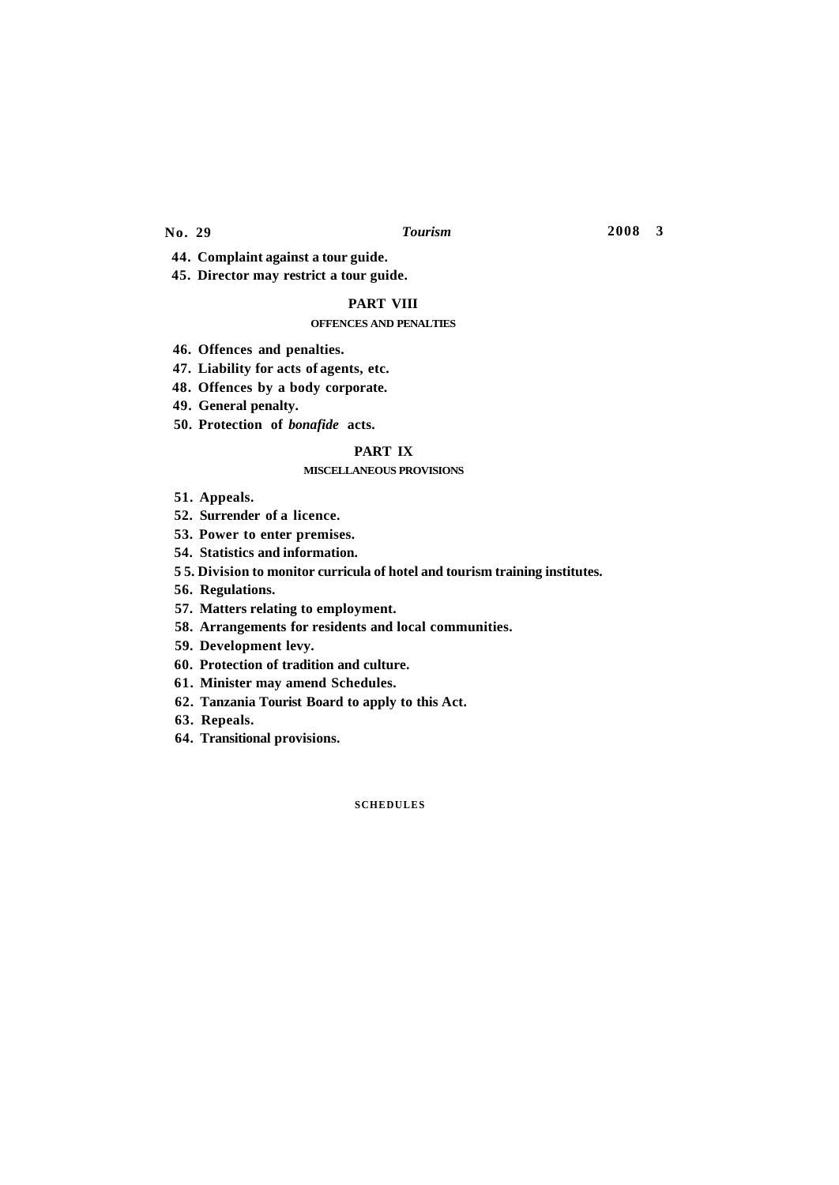**44. Complaint against a tour guide.**

**45. Director may restrict a tour guide.**

## PART VIII

### OFFENCES AND PENALTIES

**46. Offences and penalties.**

**47. Liability for acts of agents, etc.**

**48. Offences by a body corporate.**

**49. General penalty.**

**50. Protection of *bonafide* acts.**

## PART IX

### MISCELLANEOUS PROVISIONS

**51. Appeals.**

**52. Surrender of a licence.**

**53. Power to enter premises.**

**54. Statistics and information.**

**55. Division to monitor curricula of hotel and tourism training institutes.**

**56. Regulations.**

**57. Matters relating to employment.**

**58. Arrangements for residents and local communities.**

**59. Development levy.**

**60. Protection of tradition and culture.**

**61. Minister may amend Schedules.**

**62. Tanzania Tourist Board to apply to this Act.**

**63. Repeals.**

**64. Transitional provisions.**

### SCHEDULES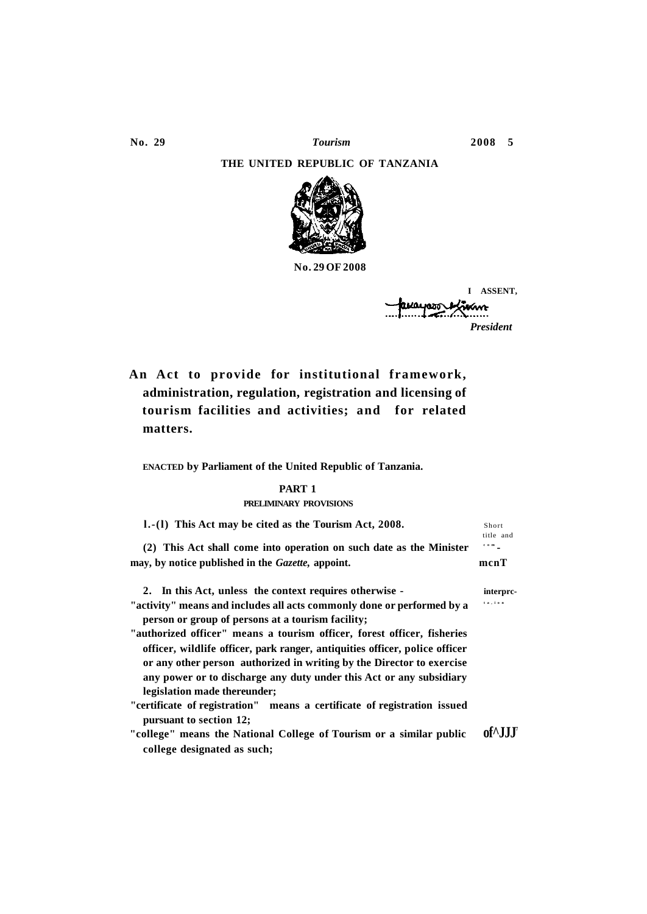THE UNITED REPUBLIC OF TANZANIA

No. 29 OF 2008

I ASSENT,

*President*

# An Act to provide for institutional framework, administration, regulation, registration and licensing of tourism facilities and activities; and for related matters.

ENACTED by Parliament of the United Republic of Tanzania.

## PART 1

### PRELIMINARY PROVISIONS

Short title and commencement

**1.-(1)** This Act may be cited as the Tourism Act, 2008.

(2) This Act shall come into operation on such date as the Minister may, by notice published in the *Gazette,* appoint.

Interpretation

**2.** In this Act, unless the context requires otherwise -

"activity" means and includes all acts commonly done or performed by a person or group of persons at a tourism facility;

"authorized officer" means a tourism officer, forest officer, fisheries officer, wildlife officer, park ranger, antiquities officer, police officer or any other person authorized in writing by the Director to exercise any power or to discharge any duty under this Act or any subsidiary legislation made thereunder;

"certificate of registration" means a certificate of registration issued pursuant to section 12;

"college" means the National College of Tourism or a similar public college designated as such;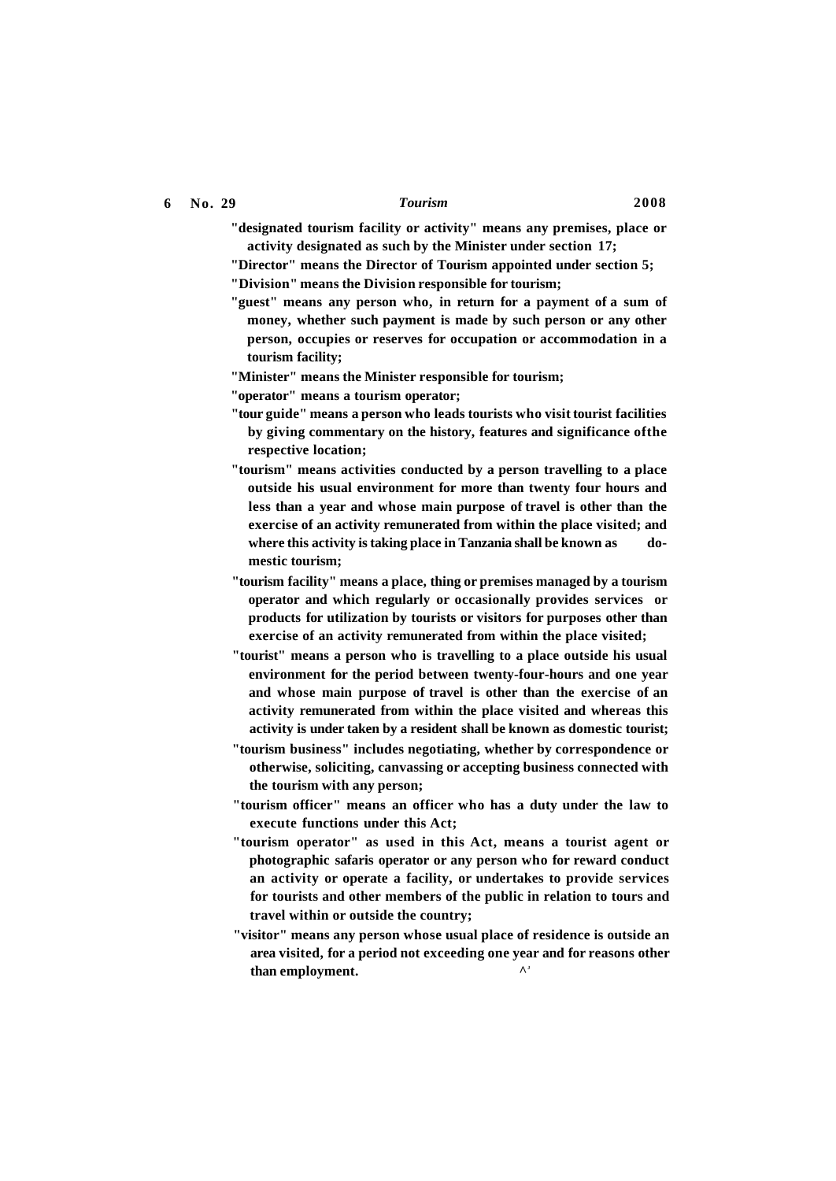**"designated tourism facility or activity" means any premises, place or activity designated as such by the Minister under section 17;**

**"Director" means the Director of Tourism appointed under section 5;**

**"Division" means the Division responsible for tourism;**

**"guest" means any person who, in return for a payment of a sum of money, whether such payment is made by such person or any other person, occupies or reserves for occupation or accommodation in a tourism facility;**

**"Minister" means the Minister responsible for tourism;**

**"operator" means a tourism operator;**

**"tour guide" means a person who leads tourists who visit tourist facilities by giving commentary on the history, features and significance ofthe respective location;**

**"tourism" means activities conducted by a person travelling to a place outside his usual environment for more than twenty four hours and less than a year and whose main purpose of travel is other than the exercise of an activity remunerated from within the place visited; and where this activity is taking place in Tanzania shall be known as domestic tourism;**

**"tourism facility" means a place, thing or premises managed by a tourism operator and which regularly or occasionally provides services or products for utilization by tourists or visitors for purposes other than exercise of an activity remunerated from within the place visited;**

**"tourist" means a person who is travelling to a place outside his usual environment for the period between twenty-four-hours and one year and whose main purpose of travel is other than the exercise of an activity remunerated from within the place visited and whereas this activity is under taken by a resident shall be known as domestic tourist;**

**"tourism business" includes negotiating, whether by correspondence or otherwise, soliciting, canvassing or accepting business connected with the tourism with any person;**

**"tourism officer" means an officer who has a duty under the law to execute functions under this Act;**

**"tourism operator" as used in this Act, means a tourist agent or photographic safaris operator or any person who for reward conduct an activity or operate a facility, or undertakes to provide services for tourists and other members of the public in relation to tours and travel within or outside the country;**

**"visitor" means any person whose usual place of residence is outside an area visited, for a period not exceeding one year and for reasons other than employment.**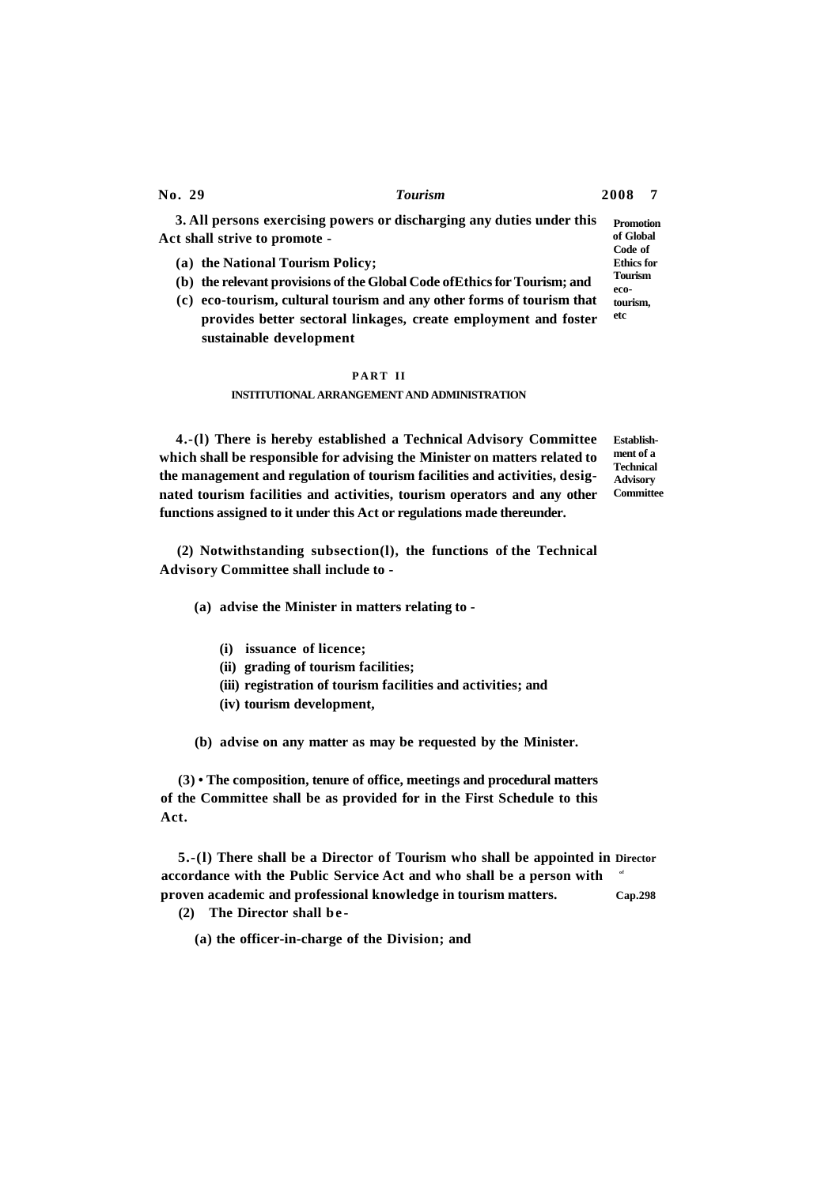**3. All persons exercising powers or discharging any duties under this Act shall strive to promote -**

**Promotion of Global Code of Ethics for Tourism eco-tourism, etc**

- **(a) the National Tourism Policy;**
- **(b) the relevant provisions of the Global Code ofEthics for Tourism; and**
- **(c) eco-tourism, cultural tourism and any other forms of tourism that provides better sectoral linkages, create employment and foster sustainable development**

## PART II

### INSTITUTIONAL ARRANGEMENT AND ADMINISTRATION

**Establishment of a Technical Advisory Committee**

**4.-(l) There is hereby established a Technical Advisory Committee which shall be responsible for advising the Minister on matters related to the management and regulation of tourism facilities and activities, designated tourism facilities and activities, tourism operators and any other functions assigned to it under this Act or regulations made thereunder.**

**(2) Notwithstanding subsection(l), the functions of the Technical Advisory Committee shall include to -**

**(a) advise the Minister in matters relating to -**

- **(i) issuance of licence;**
- **(ii) grading of tourism facilities;**
- **(iii) registration of tourism facilities and activities; and**
- **(iv) tourism development,**

**(b) advise on any matter as may be requested by the Minister.**

**(3) • The composition, tenure of office, meetings and procedural matters of the Committee shall be as provided for in the First Schedule to this Act.**

**Director of Cap.298**

**5.-(l) There shall be a Director of Tourism who shall be appointed in accordance with the Public Service Act and who shall be a person with proven academic and professional knowledge in tourism matters.**

**(2) The Director shall be -**

**(a) the officer-in-charge of the Division; and**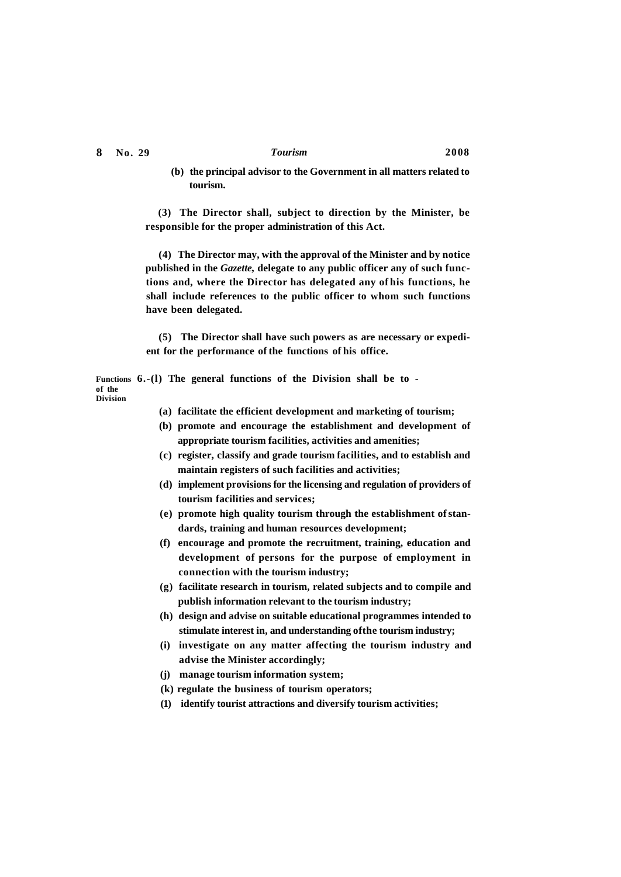(b) the principal advisor to the Government in all matters related to tourism.

(3) The Director shall, subject to direction by the Minister, be responsible for the proper administration of this Act.

(4) The Director may, with the approval of the Minister and by notice published in the *Gazette*, delegate to any public officer any of such functions and, where the Director has delegated any of his functions, he shall include references to the public officer to whom such functions have been delegated.

(5) The Director shall have such powers as are necessary or expedient for the performance of the functions of his office.

Functions of the Division

6.-(l) The general functions of the Division shall be to -

(a) facilitate the efficient development and marketing of tourism;
(b) promote and encourage the establishment and development of appropriate tourism facilities, activities and amenities;
(c) register, classify and grade tourism facilities, and to establish and maintain registers of such facilities and activities;
(d) implement provisions for the licensing and regulation of providers of tourism facilities and services;
(e) promote high quality tourism through the establishment of standards, training and human resources development;
(f) encourage and promote the recruitment, training, education and development of persons for the purpose of employment in connection with the tourism industry;
(g) facilitate research in tourism, related subjects and to compile and publish information relevant to the tourism industry;
(h) design and advise on suitable educational programmes intended to stimulate interest in, and understanding of the tourism industry;
(i) investigate on any matter affecting the tourism industry and advise the Minister accordingly;
(j) manage tourism information system;
(k) regulate the business of tourism operators;
(1) identify tourist attractions and diversify tourism activities;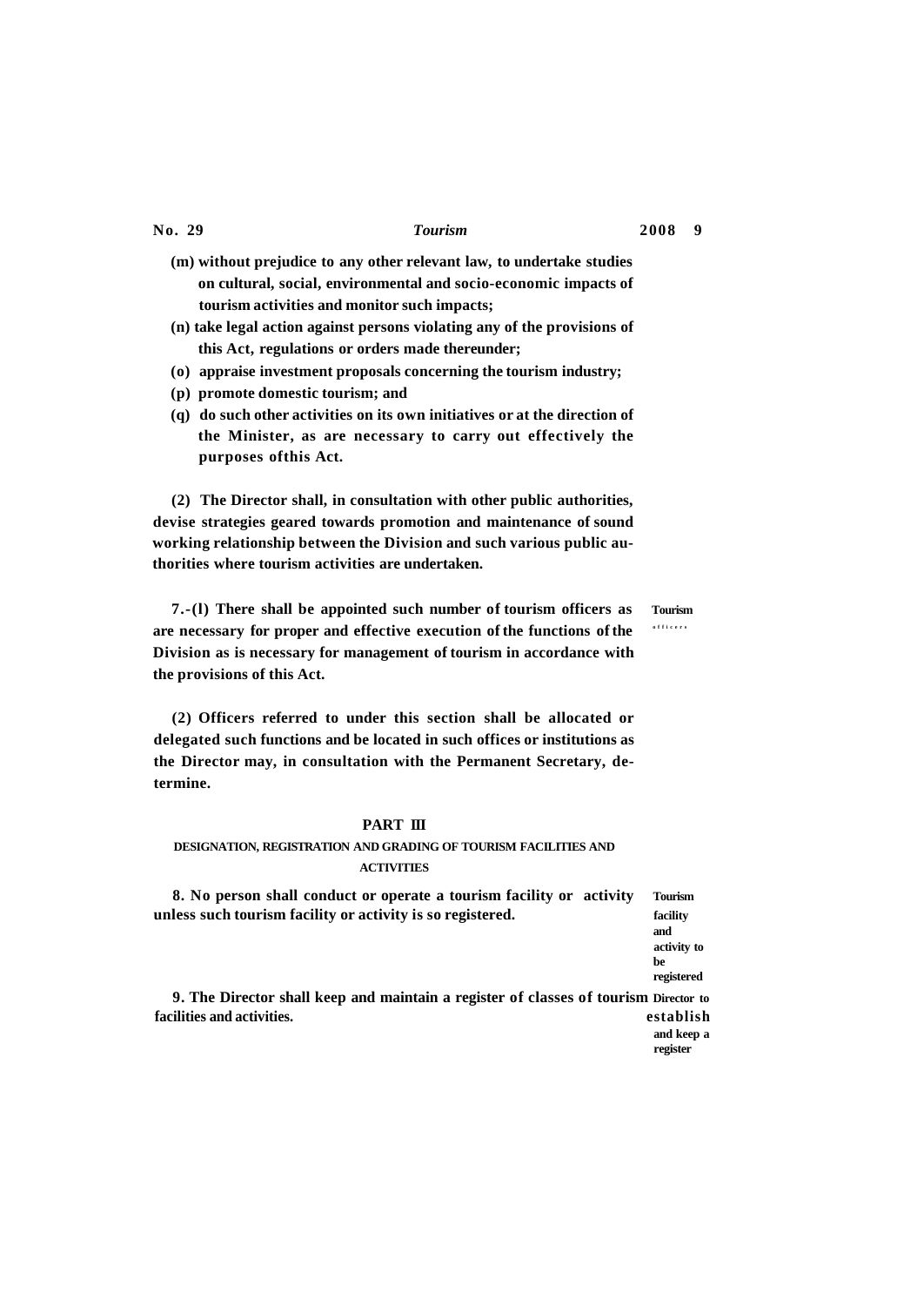(m) without prejudice to any other relevant law, to undertake studies on cultural, social, environmental and socio-economic impacts of tourism activities and monitor such impacts;

(n) take legal action against persons violating any of the provisions of this Act, regulations or orders made thereunder;

(o) appraise investment proposals concerning the tourism industry;

(p) promote domestic tourism; and

(q) do such other activities on its own initiatives or at the direction of the Minister, as are necessary to carry out effectively the purposes ofthis Act.

(2) The Director shall, in consultation with other public authorities, devise strategies geared towards promotion and maintenance of sound working relationship between the Division and such various public authorities where tourism activities are undertaken.

Tourism officers

7.-(l) There shall be appointed such number of tourism officers as are necessary for proper and effective execution of the functions of the Division as is necessary for management of tourism in accordance with the provisions of this Act.

(2) Officers referred to under this section shall be allocated or delegated such functions and be located in such offices or institutions as the Director may, in consultation with the Permanent Secretary, determine.

## PART III

### DESIGNATION, REGISTRATION AND GRADING OF TOURISM FACILITIES AND ACTIVITIES

Tourism facility and activity to be registered

8. No person shall conduct or operate a tourism facility or activity unless such tourism facility or activity is so registered.

Director to establish and keep a register

9. The Director shall keep and maintain a register of classes of tourism facilities and activities.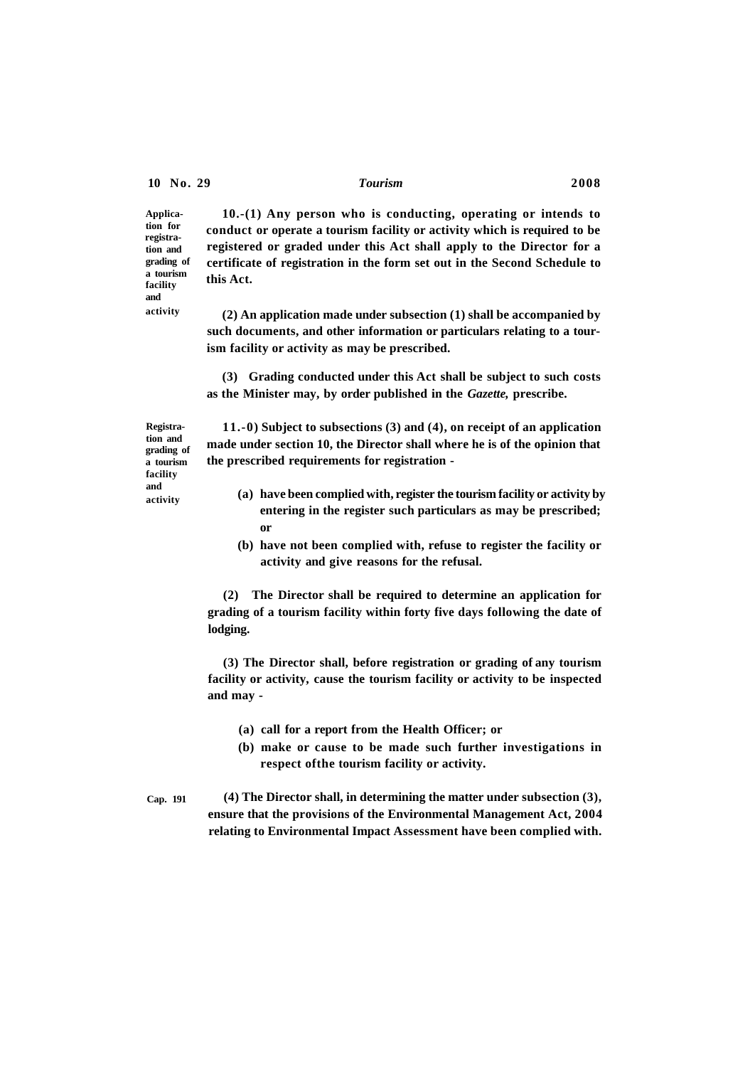**Application for registration and grading of a tourism facility and activity**

**10.-(1) Any person who is conducting, operating or intends to conduct or operate a tourism facility or activity which is required to be registered or graded under this Act shall apply to the Director for a certificate of registration in the form set out in the Second Schedule to this Act.**

**(2) An application made under subsection (1) shall be accompanied by such documents, and other information or particulars relating to a tourism facility or activity as may be prescribed.**

**(3) Grading conducted under this Act shall be subject to such costs as the Minister may, by order published in the *Gazette,* prescribe.**

**Registration and grading of a tourism facility and activity**

**11.-0) Subject to subsections (3) and (4), on receipt of an application made under section 10, the Director shall where he is of the opinion that the prescribed requirements for registration -**

- **(a) have been complied with, register the tourism facility or activity by entering in the register such particulars as may be prescribed; or**
- **(b) have not been complied with, refuse to register the facility or activity and give reasons for the refusal.**

**(2) The Director shall be required to determine an application for grading of a tourism facility within forty five days following the date of lodging.**

**(3) The Director shall, before registration or grading of any tourism facility or activity, cause the tourism facility or activity to be inspected and may -**

- **(a) call for a report from the Health Officer; or**
- **(b) make or cause to be made such further investigations in respect ofthe tourism facility or activity.**

**Cap. 191**

**(4) The Director shall, in determining the matter under subsection (3), ensure that the provisions of the Environmental Management Act, 2004 relating to Environmental Impact Assessment have been complied with.**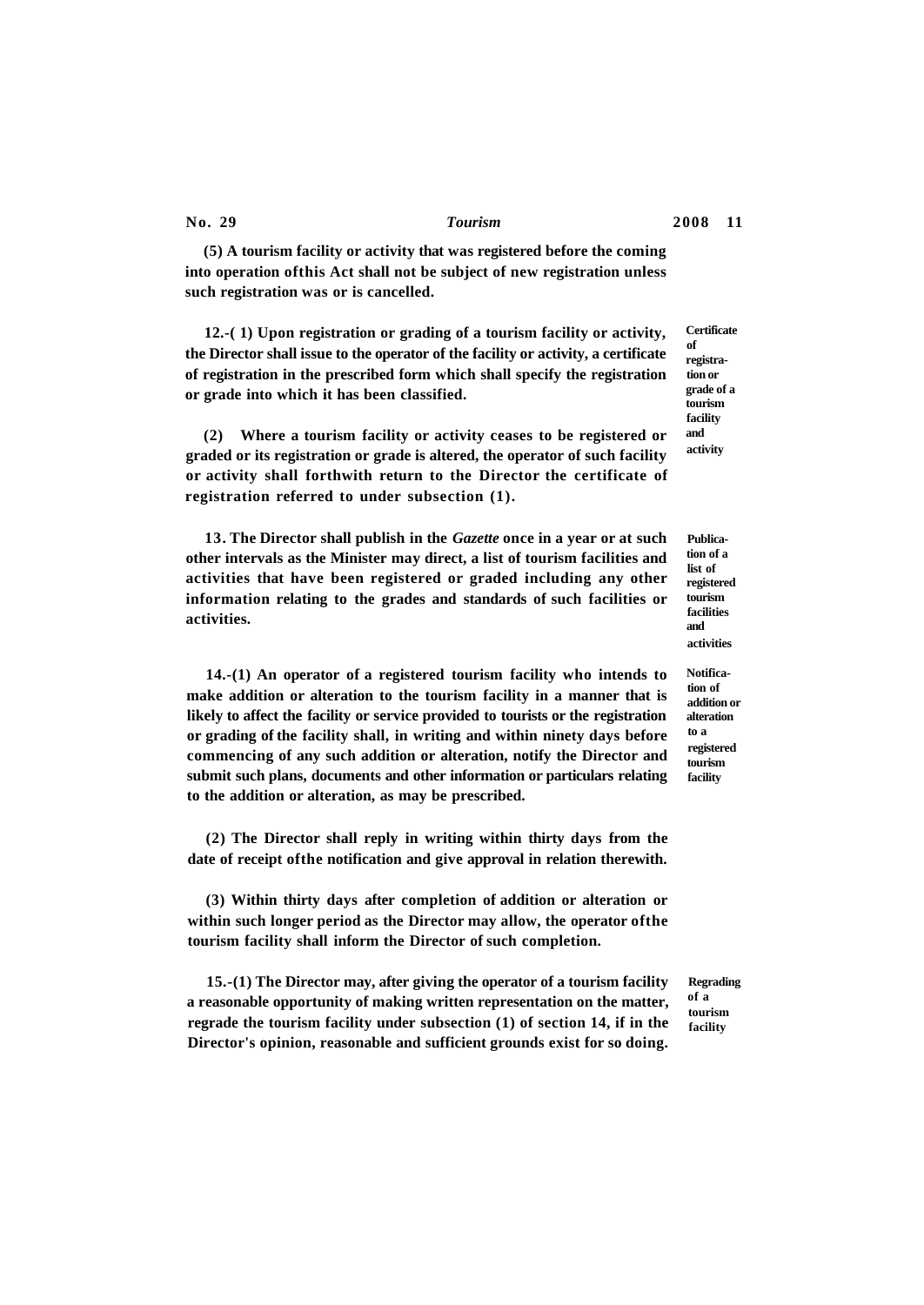(5) A tourism facility or activity that was registered before the coming into operation ofthis Act shall not be subject of new registration unless such registration was or is cancelled.

**Certificate of registration or grade of a tourism facility and activity**

12.-( 1) Upon registration or grading of a tourism facility or activity, the Director shall issue to the operator of the facility or activity, a certificate of registration in the prescribed form which shall specify the registration or grade into which it has been classified.

(2) Where a tourism facility or activity ceases to be registered or graded or its registration or grade is altered, the operator of such facility or activity shall forthwith return to the Director the certificate of registration referred to under subsection (1).

**Publication of a list of registered tourism facilities and activities**

13. The Director shall publish in the *Gazette* once in a year or at such other intervals as the Minister may direct, a list of tourism facilities and activities that have been registered or graded including any other information relating to the grades and standards of such facilities or activities.

**Notification of addition or alteration to a registered tourism facility**

14.-(1) An operator of a registered tourism facility who intends to make addition or alteration to the tourism facility in a manner that is likely to affect the facility or service provided to tourists or the registration or grading of the facility shall, in writing and within ninety days before commencing of any such addition or alteration, notify the Director and submit such plans, documents and other information or particulars relating to the addition or alteration, as may be prescribed.

(2) The Director shall reply in writing within thirty days from the date of receipt ofthe notification and give approval in relation therewith.

(3) Within thirty days after completion of addition or alteration or within such longer period as the Director may allow, the operator ofthe tourism facility shall inform the Director of such completion.

**Regrading of a tourism facility**

15.-(1) The Director may, after giving the operator of a tourism facility a reasonable opportunity of making written representation on the matter, regrade the tourism facility under subsection (1) of section 14, if in the Director's opinion, reasonable and sufficient grounds exist for so doing.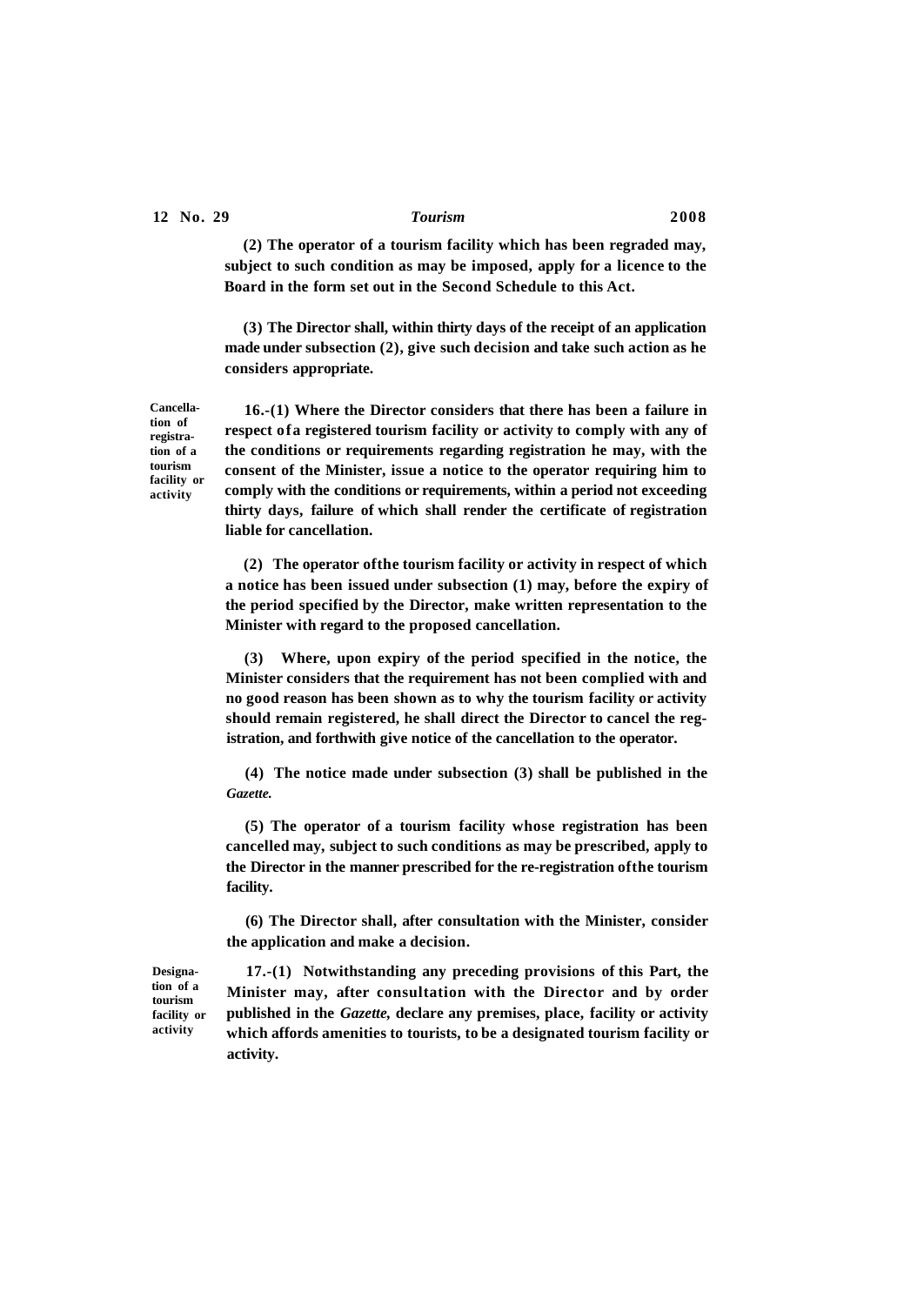(2) The operator of a tourism facility which has been regraded may, subject to such condition as may be imposed, apply for a licence to the Board in the form set out in the Second Schedule to this Act.

(3) The Director shall, within thirty days of the receipt of an application made under subsection (2), give such decision and take such action as he considers appropriate.

**Cancellation of registration of a tourism facility or activity**

16.-(1) Where the Director considers that there has been a failure in respect of a registered tourism facility or activity to comply with any of the conditions or requirements regarding registration he may, with the consent of the Minister, issue a notice to the operator requiring him to comply with the conditions or requirements, within a period not exceeding thirty days, failure of which shall render the certificate of registration liable for cancellation.

(2) The operator of the tourism facility or activity in respect of which a notice has been issued under subsection (1) may, before the expiry of the period specified by the Director, make written representation to the Minister with regard to the proposed cancellation.

(3) Where, upon expiry of the period specified in the notice, the Minister considers that the requirement has not been complied with and no good reason has been shown as to why the tourism facility or activity should remain registered, he shall direct the Director to cancel the registration, and forthwith give notice of the cancellation to the operator.

(4) The notice made under subsection (3) shall be published in the *Gazette.*

(5) The operator of a tourism facility whose registration has been cancelled may, subject to such conditions as may be prescribed, apply to the Director in the manner prescribed for the re-registration of the tourism facility.

(6) The Director shall, after consultation with the Minister, consider the application and make a decision.

**Designation of a tourism facility or activity**

17.-(1) Notwithstanding any preceding provisions of this Part, the Minister may, after consultation with the Director and by order published in the *Gazette,* declare any premises, place, facility or activity which affords amenities to tourists, to be a designated tourism facility or activity.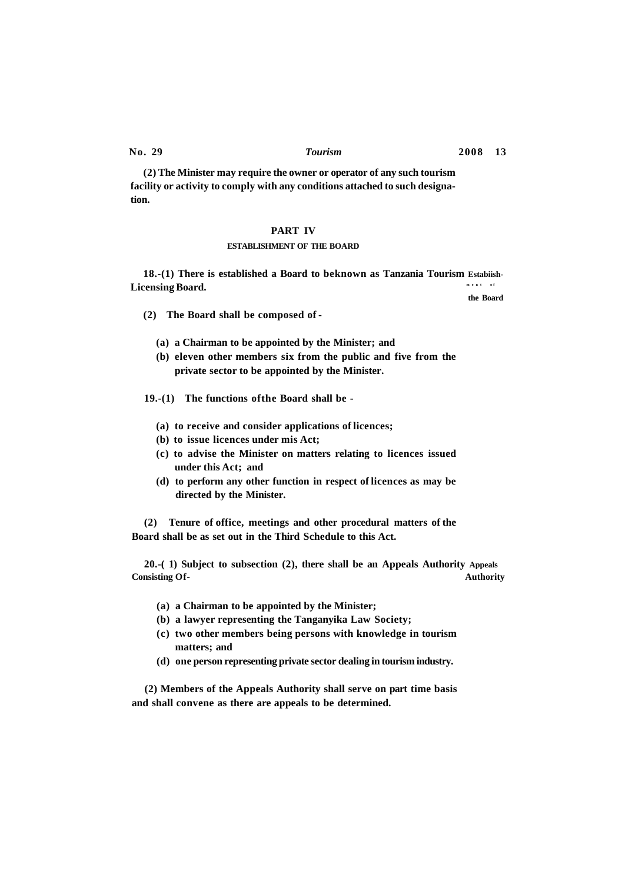(2) The Minister may require the owner or operator of any such tourism facility or activity to comply with any conditions attached to such designation.

## PART IV

### ESTABLISHMENT OF THE BOARD

Establishment of the Board

**18.**-(1) There is established a Board to beknown as Tanzania Tourism Licensing Board.

(2) The Board shall be composed of -

(a) a Chairman to be appointed by the Minister; and

(b) eleven other members six from the public and five from the private sector to be appointed by the Minister.

**19.**-(1) The functions ofthe Board shall be -

(a) to receive and consider applications of licences;

(b) to issue licences under mis Act;

(c) to advise the Minister on matters relating to licences issued under this Act; and

(d) to perform any other function in respect of licences as may be directed by the Minister.

(2) Tenure of office, meetings and other procedural matters of the Board shall be as set out in the Third Schedule to this Act.

Appeals Authority

**20.**-( 1) Subject to subsection (2), there shall be an Appeals Authority Consisting Of-

(a) a Chairman to be appointed by the Minister;

(b) a lawyer representing the Tanganyika Law Society;

(c) two other members being persons with knowledge in tourism matters; and

(d) one person representing private sector dealing in tourism industry.

(2) Members of the Appeals Authority shall serve on part time basis and shall convene as there are appeals to be determined.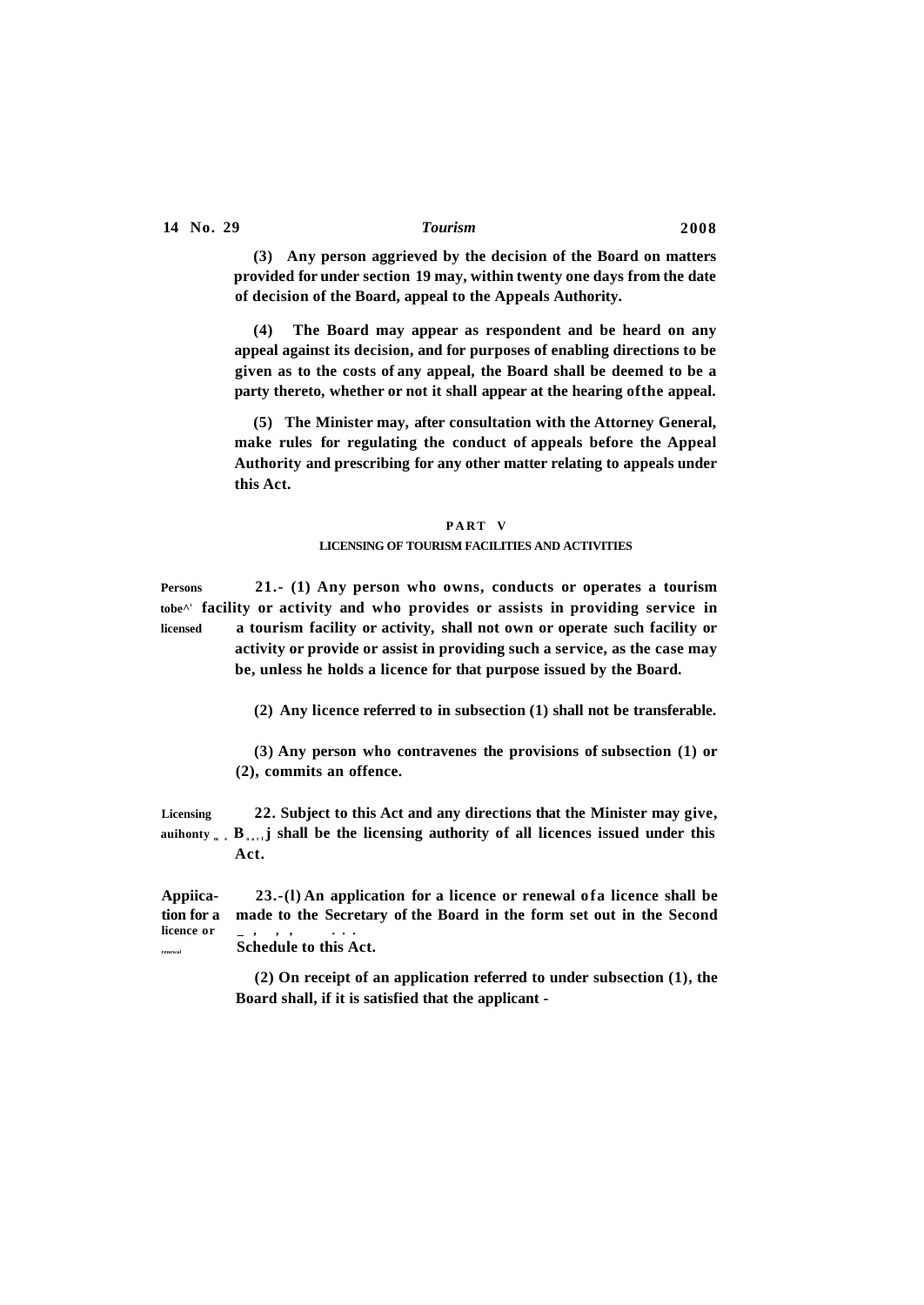(3) Any person aggrieved by the decision of the Board on matters provided for under section 19 may, within twenty one days from the date of decision of the Board, appeal to the Appeals Authority.

(4) The Board may appear as respondent and be heard on any appeal against its decision, and for purposes of enabling directions to be given as to the costs of any appeal, the Board shall be deemed to be a party thereto, whether or not it shall appear at the hearing of the appeal.

(5) The Minister may, after consultation with the Attorney General, make rules for regulating the conduct of appeals before the Appeal Authority and prescribing for any other matter relating to appeals under this Act.

## PART V

### LICENSING OF TOURISM FACILITIES AND ACTIVITIES

Persons to be licensed

**21.**- (1) Any person who owns, conducts or operates a tourism facility or activity and who provides or assists in providing service in a tourism facility or activity, shall not own or operate such facility or activity or provide or assist in providing such a service, as the case may be, unless he holds a licence for that purpose issued by the Board.

(2) Any licence referred to in subsection (1) shall not be transferable.

(3) Any person who contravenes the provisions of subsection (1) or (2), commits an offence.

Licensing authority

**22.** Subject to this Act and any directions that the Minister may give, Board shall be the licensing authority of all licences issued under this Act.

Application for a licence or renewal

**23.**-(1) An application for a licence or renewal of a licence shall be made to the Secretary of the Board in the form set out in the Second Schedule to this Act.

(2) On receipt of an application referred to under subsection (1), the Board shall, if it is satisfied that the applicant -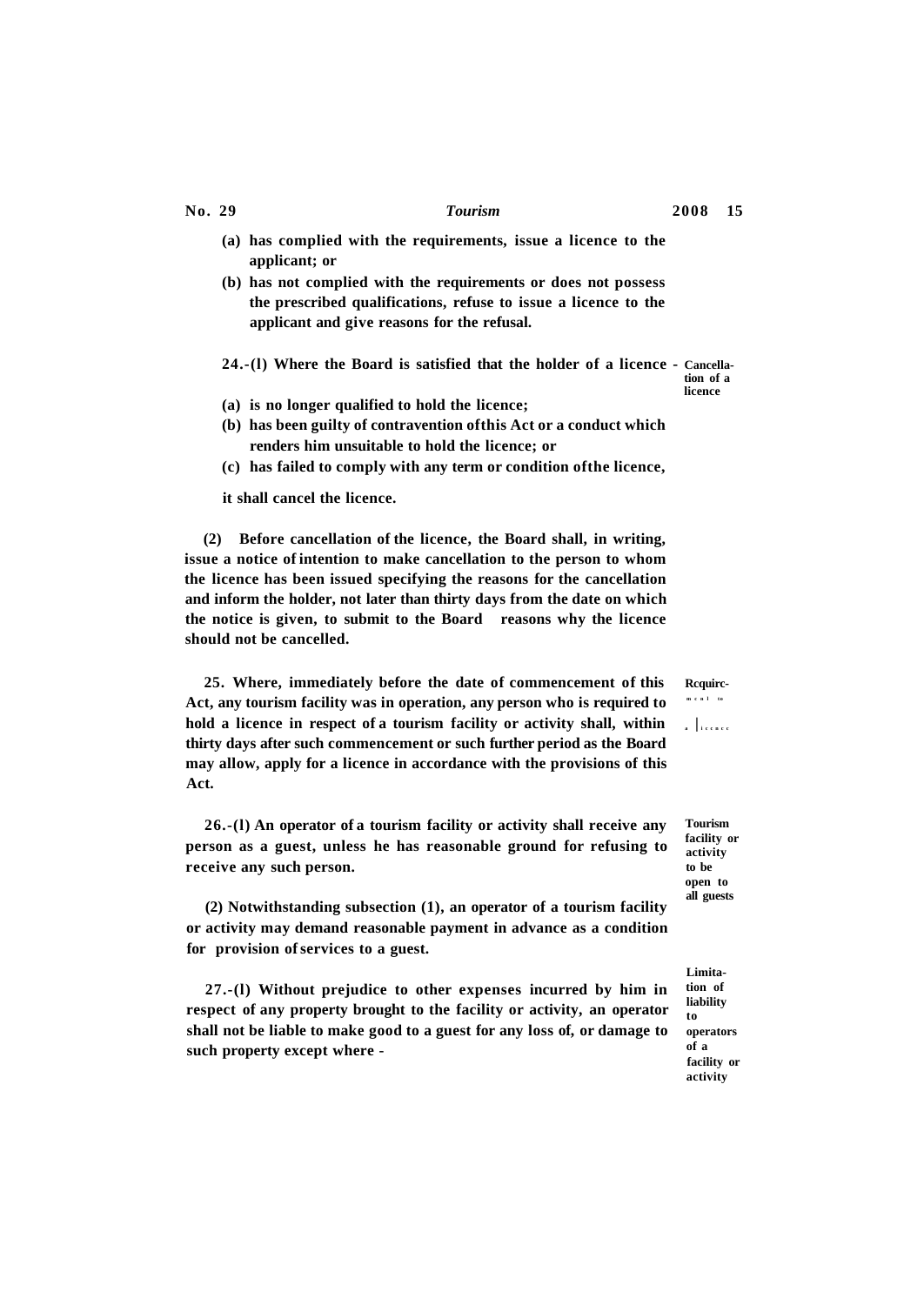(a) has complied with the requirements, issue a licence to the applicant; or

(b) has not complied with the requirements or does not possess the prescribed qualifications, refuse to issue a licence to the applicant and give reasons for the refusal.

**Cancellation of a licence**

24.-(l) Where the Board is satisfied that the holder of a licence -

(a) is no longer qualified to hold the licence;

(b) has been guilty of contravention ofthis Act or a conduct which renders him unsuitable to hold the licence; or

(c) has failed to comply with any term or condition ofthe licence,

it shall cancel the licence.

(2) Before cancellation of the licence, the Board shall, in writing, issue a notice of intention to make cancellation to the person to whom the licence has been issued specifying the reasons for the cancellation and inform the holder, not later than thirty days from the date on which the notice is given, to submit to the Board reasons why the licence should not be cancelled.

**Rcquircment to a licence**

25. Where, immediately before the date of commencement of this Act, any tourism facility was in operation, any person who is required to hold a licence in respect of a tourism facility or activity shall, within thirty days after such commencement or such further period as the Board may allow, apply for a licence in accordance with the provisions of this Act.

**Tourism facility or activity to be open to all guests**

26.-(l) An operator of a tourism facility or activity shall receive any person as a guest, unless he has reasonable ground for refusing to receive any such person.

(2) Notwithstanding subsection (1), an operator of a tourism facility or activity may demand reasonable payment in advance as a condition for provision of services to a guest.

**Limitation of liability to operators of a facility or activity**

27.-(l) Without prejudice to other expenses incurred by him in respect of any property brought to the facility or activity, an operator shall not be liable to make good to a guest for any loss of, or damage to such property except where -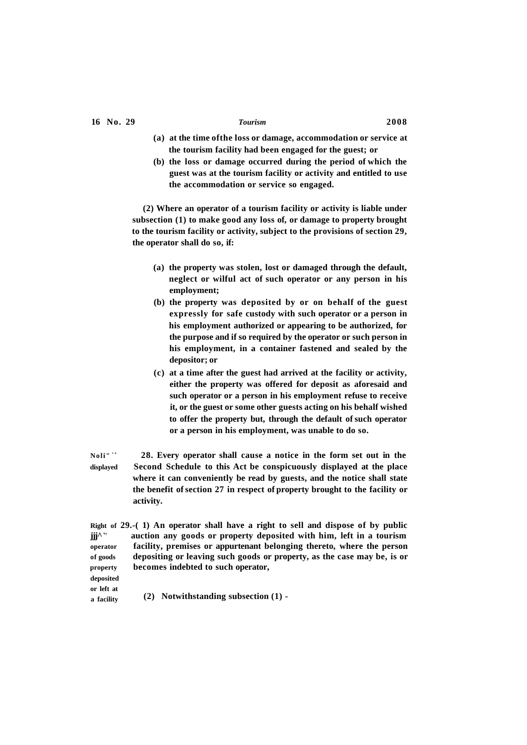(a) at the time of the loss or damage, accommodation or service at the tourism facility had been engaged for the guest; or

(b) the loss or damage occurred during the period of which the guest was at the tourism facility or activity and entitled to use the accommodation or service so engaged.

(2) Where an operator of a tourism facility or activity is liable under subsection (1) to make good any loss of, or damage to property brought to the tourism facility or activity, subject to the provisions of section 29, the operator shall do so, if:

(a) the property was stolen, lost or damaged through the default, neglect or wilful act of such operator or any person in his employment;

(b) the property was deposited by or on behalf of the guest expressly for safe custody with such operator or a person in his employment authorized or appearing to be authorized, for the purpose and if so required by the operator or such person in his employment, in a container fastened and sealed by the depositor; or

(c) at a time after the guest had arrived at the facility or activity, either the property was offered for deposit as aforesaid and such operator or a person in his employment refuse to receive it, or the guest or some other guests acting on his behalf wished to offer the property but, through the default of such operator or a person in his employment, was unable to do so.

Notice to be displayed

28. Every operator shall cause a notice in the form set out in the Second Schedule to this Act be conspicuously displayed at the place where it can conveniently be read by guests, and the notice shall state the benefit of section 27 in respect of property brought to the facility or activity.

Right of sale by operator of goods property deposited or left at a facility

29.-(1) An operator shall have a right to sell and dispose of by public auction any goods or property deposited with him, left in a tourism facility, premises or appurtenant belonging thereto, where the person depositing or leaving such goods or property, as the case may be, is or becomes indebted to such operator,

(2) Notwithstanding subsection (1) -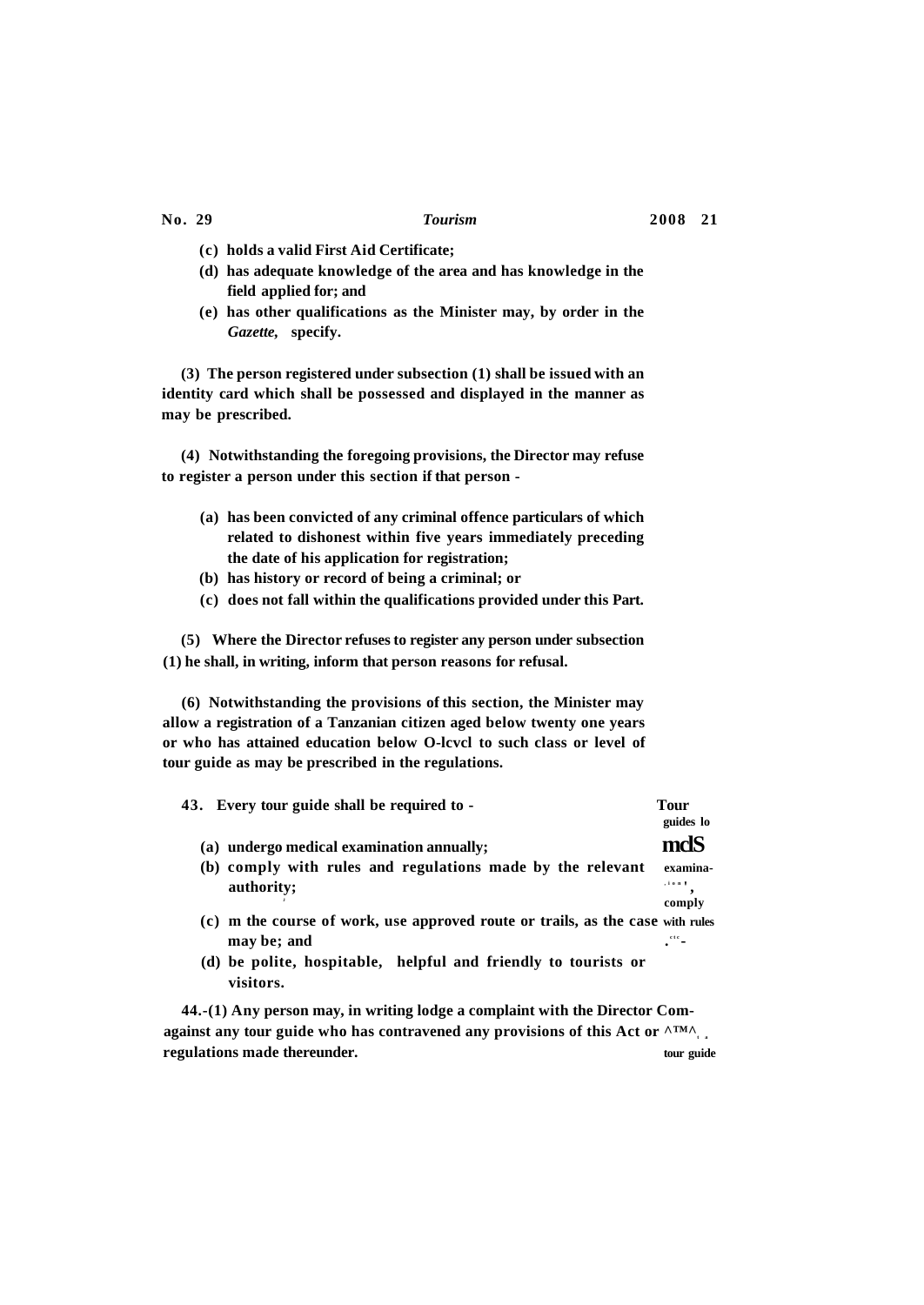(c) holds a valid First Aid Certificate;

(d) has adequate knowledge of the area and has knowledge in the field applied for; and

(e) has other qualifications as the Minister may, by order in the *Gazette*, specify.

(3) The person registered under subsection (1) shall be issued with an identity card which shall be possessed and displayed in the manner as may be prescribed.

(4) Notwithstanding the foregoing provisions, the Director may refuse to register a person under this section if that person -

(a) has been convicted of any criminal offence particulars of which related to dishonest within five years immediately preceding the date of his application for registration;

(b) has history or record of being a criminal; or

(c) does not fall within the qualifications provided under this Part.

(5) Where the Director refuses to register any person under subsection (1) he shall, in writing, inform that person reasons for refusal.

(6) Notwithstanding the provisions of this section, the Minister may allow a registration of a Tanzanian citizen aged below twenty one years or who has attained education below O-lcvcl to such class or level of tour guide as may be prescribed in the regulations.

**Tour guides to medical examination, comply with rules etc.**

43. Every tour guide shall be required to -

(a) undergo medical examination annually;

(b) comply with rules and regulations made by the relevant authority;

(c) m the course of work, use approved route or trails, as the case may be; and

(d) be polite, hospitable, helpful and friendly to tourists or visitors.

**Complaints against tour guide**

44.-(1) Any person may, in writing lodge a complaint with the Director against any tour guide who has contravened any provisions of this Act or regulations made thereunder.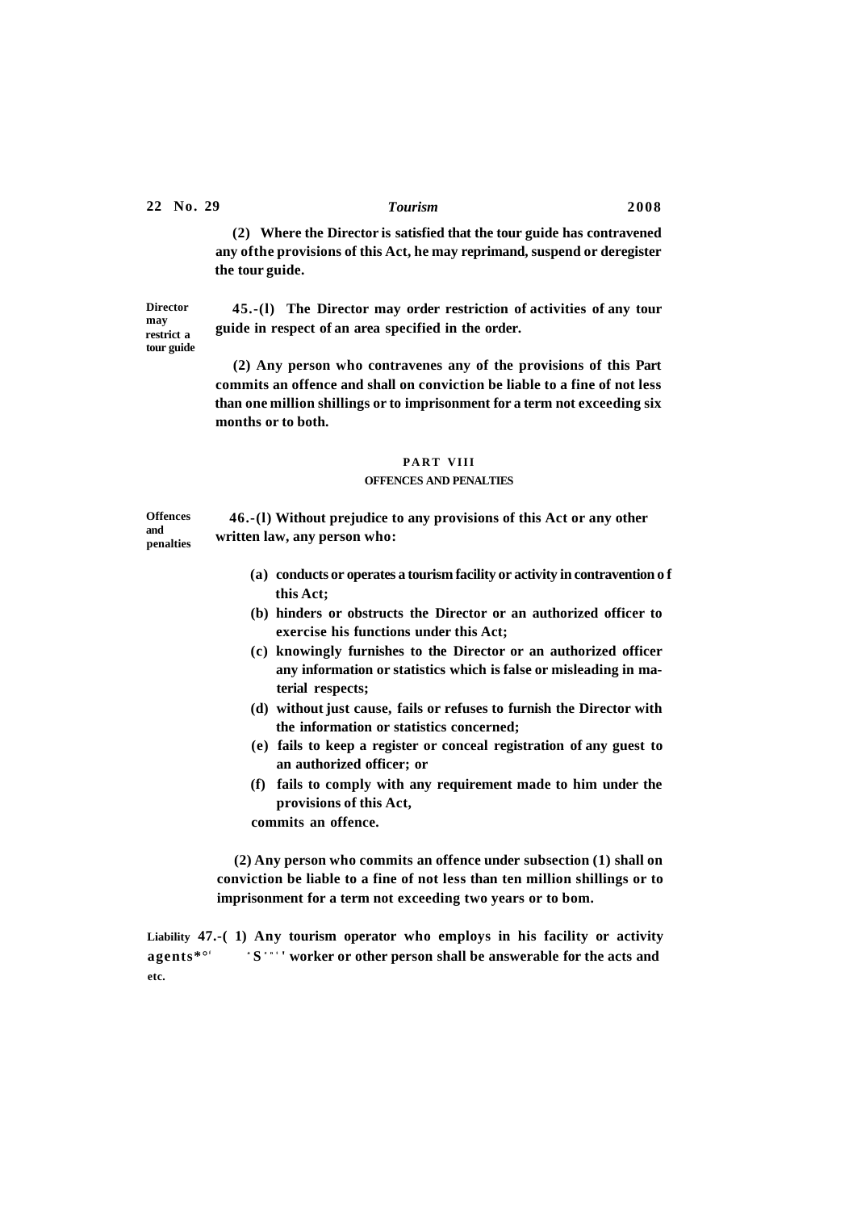(2) Where the Director is satisfied that the tour guide has contravened any ofthe provisions of this Act, he may reprimand, suspend or deregister the tour guide.

**Director may restrict a tour guide**

45.-(l) The Director may order restriction of activities of any tour guide in respect of an area specified in the order.

(2) Any person who contravenes any of the provisions of this Part commits an offence and shall on conviction be liable to a fine of not less than one million shillings or to imprisonment for a term not exceeding six months or to both.

## PART VIII

### OFFENCES AND PENALTIES

**Offences and penalties**

46.-(l) Without prejudice to any provisions of this Act or any other written law, any person who:

(a) conducts or operates a tourism facility or activity in contravention o f this Act;

(b) hinders or obstructs the Director or an authorized officer to exercise his functions under this Act;

(c) knowingly furnishes to the Director or an authorized officer any information or statistics which is false or misleading in material respects;

(d) without just cause, fails or refuses to furnish the Director with the information or statistics concerned;

(e) fails to keep a register or conceal registration of any guest to an authorized officer; or

(f) fails to comply with any requirement made to him under the provisions of this Act,

commits an offence.

(2) Any person who commits an offence under subsection (1) shall on conviction be liable to a fine of not less than ten million shillings or to imprisonment for a term not exceeding two years or to bom.

**Liability agents*°' etc.**

47.-( 1) Any tourism operator who employs in his facility or activity ' S ' " ' ' worker or other person shall be answerable for the acts and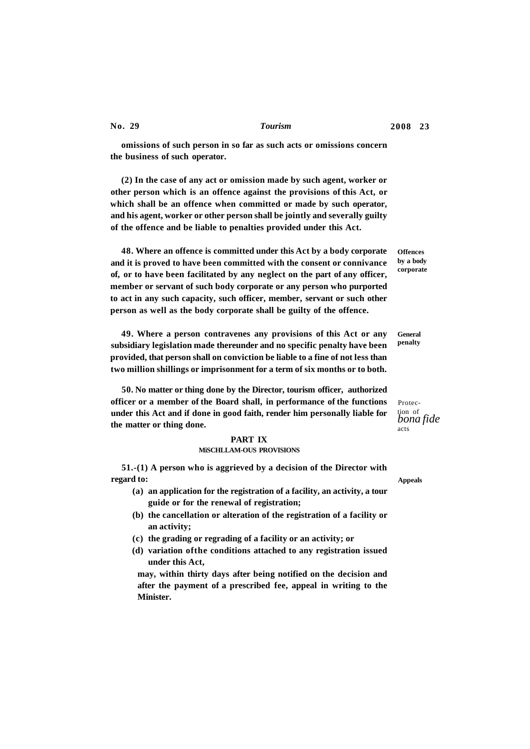omissions of such person in so far as such acts or omissions concern the business of such operator.

(2) In the case of any act or omission made by such agent, worker or other person which is an offence against the provisions of this Act, or which shall be an offence when committed or made by such operator, and his agent, worker or other person shall be jointly and severally guilty of the offence and be liable to penalties provided under this Act.

**Offences by a body corporate**

48. Where an offence is committed under this Act by a body corporate and it is proved to have been committed with the consent or connivance of, or to have been facilitated by any neglect on the part of any officer, member or servant of such body corporate or any person who purported to act in any such capacity, such officer, member, servant or such other person as well as the body corporate shall be guilty of the offence.

**General penalty**

49. Where a person contravenes any provisions of this Act or any subsidiary legislation made thereunder and no specific penalty have been provided, that person shall on conviction be liable to a fine of not less than two million shillings or imprisonment for a term of six months or to both.

Protection of *bona fide* acts

50. No matter or thing done by the Director, tourism officer, authorized officer or a member of the Board shall, in performance of the functions under this Act and if done in good faith, render him personally liable for the matter or thing done.

## PART IX
### MiSCHLLAM-OUS PROVISIONS

**Appeals**

51.-(1) A person who is aggrieved by a decision of the Director with regard to:

(a) an application for the registration of a facility, an activity, a tour guide or for the renewal of registration;

(b) the cancellation or alteration of the registration of a facility or an activity;

(c) the grading or regrading of a facility or an activity; or

(d) variation ofthe conditions attached to any registration issued under this Act,

may, within thirty days after being notified on the decision and after the payment of a prescribed fee, appeal in writing to the Minister.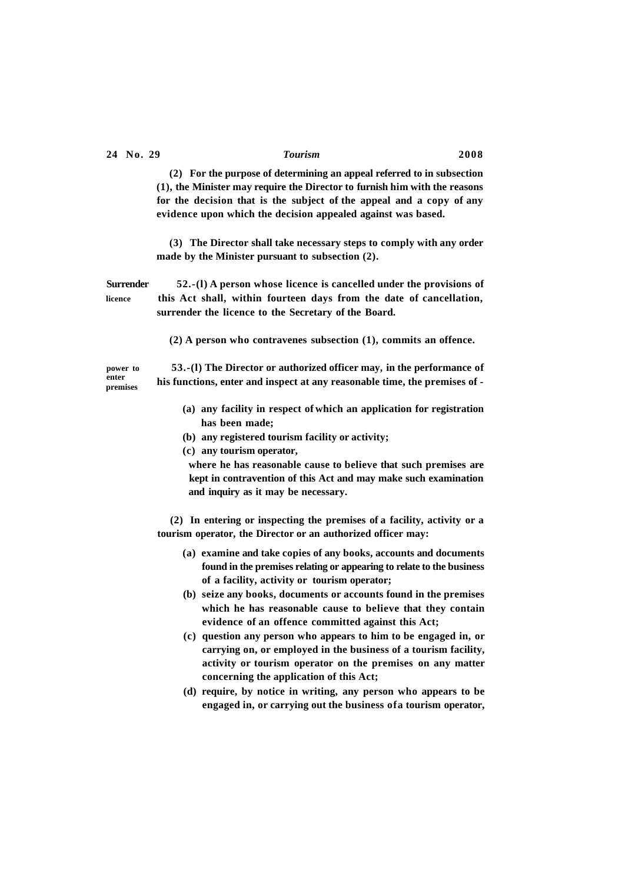(2) For the purpose of determining an appeal referred to in subsection (1), the Minister may require the Director to furnish him with the reasons for the decision that is the subject of the appeal and a copy of any evidence upon which the decision appealed against was based.

(3) The Director shall take necessary steps to comply with any order made by the Minister pursuant to subsection (2).

**Surrender licence**

52.-(l) A person whose licence is cancelled under the provisions of this Act shall, within fourteen days from the date of cancellation, surrender the licence to the Secretary of the Board.

(2) A person who contravenes subsection (1), commits an offence.

**power to enter premises**

53.-(l) The Director or authorized officer may, in the performance of his functions, enter and inspect at any reasonable time, the premises of -

(a) any facility in respect of which an application for registration has been made;

(b) any registered tourism facility or activity;

(c) any tourism operator,

where he has reasonable cause to believe that such premises are kept in contravention of this Act and may make such examination and inquiry as it may be necessary.

(2) In entering or inspecting the premises of a facility, activity or a tourism operator, the Director or an authorized officer may:

(a) examine and take copies of any books, accounts and documents found in the premises relating or appearing to relate to the business of a facility, activity or tourism operator;

(b) seize any books, documents or accounts found in the premises which he has reasonable cause to believe that they contain evidence of an offence committed against this Act;

(c) question any person who appears to him to be engaged in, or carrying on, or employed in the business of a tourism facility, activity or tourism operator on the premises on any matter concerning the application of this Act;

(d) require, by notice in writing, any person who appears to be engaged in, or carrying out the business of a tourism operator,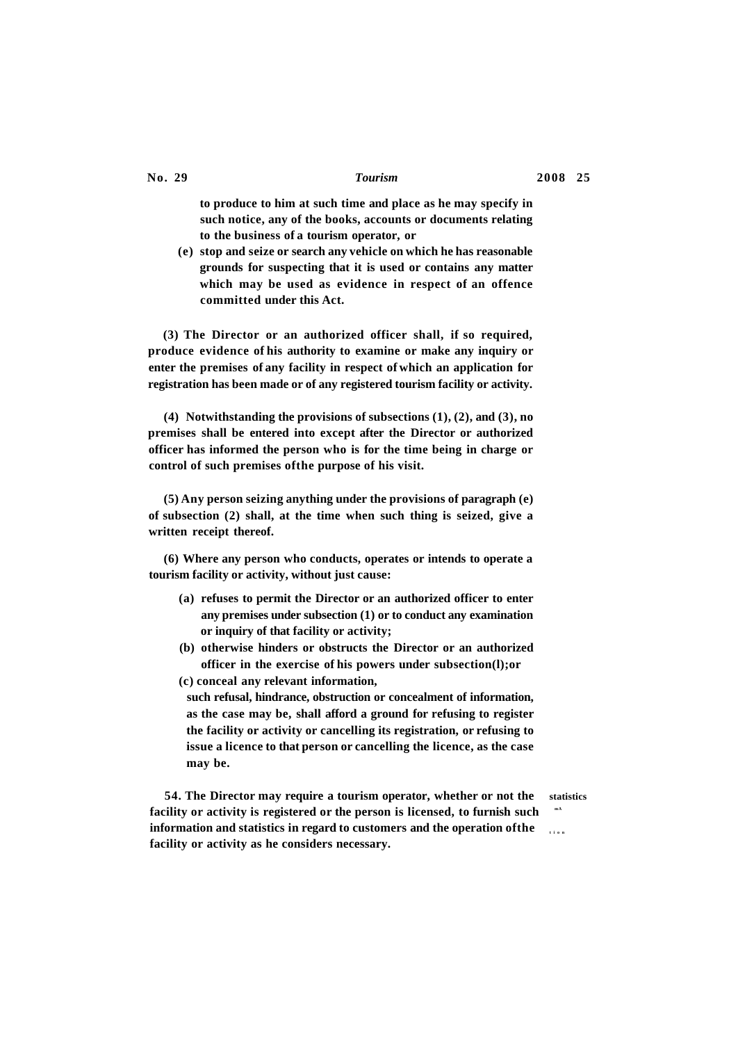to produce to him at such time and place as he may specify in such notice, any of the books, accounts or documents relating to the business of a tourism operator, or

(e) stop and seize or search any vehicle on which he has reasonable grounds for suspecting that it is used or contains any matter which may be used as evidence in respect of an offence committed under this Act.

(3) The Director or an authorized officer shall, if so required, produce evidence of his authority to examine or make any inquiry or enter the premises of any facility in respect of which an application for registration has been made or of any registered tourism facility or activity.

(4) Notwithstanding the provisions of subsections (1), (2), and (3), no premises shall be entered into except after the Director or authorized officer has informed the person who is for the time being in charge or control of such premises ofthe purpose of his visit.

(5) Any person seizing anything under the provisions of paragraph (e) of subsection (2) shall, at the time when such thing is seized, give a written receipt thereof.

(6) Where any person who conducts, operates or intends to operate a tourism facility or activity, without just cause:

(a) refuses to permit the Director or an authorized officer to enter any premises under subsection (1) or to conduct any examination or inquiry of that facility or activity;

(b) otherwise hinders or obstructs the Director or an authorized officer in the exercise of his powers under subsection(l);or

(c) conceal any relevant information,

such refusal, hindrance, obstruction or concealment of information, as the case may be, shall afford a ground for refusing to register the facility or activity or cancelling its registration, or refusing to issue a licence to that person or cancelling the licence, as the case may be.

54. The Director may require a tourism operator, whether or not the facility or activity is registered or the person is licensed, to furnish such information and statistics in regard to customers and the operation ofthe facility or activity as he considers necessary.

statistics and information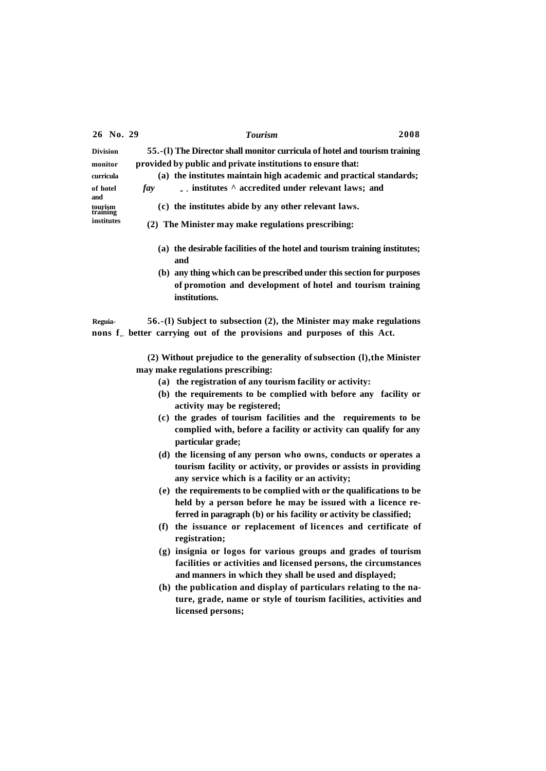**Division monitor curricula of hotel and tourism training institutes**

**55.-(l) The Director shall monitor curricula of hotel and tourism training provided by public and private institutions to ensure that:**

**(a) the institutes maintain high academic and practical standards;**

***fay*** **„ . institutes ^ accredited under relevant laws; and**

**(c) the institutes abide by any other relevant laws.**

**(2) The Minister may make regulations prescribing:**

**(a) the desirable facilities of the hotel and tourism training institutes; and**

**(b) any thing which can be prescribed under this section for purposes of promotion and development of hotel and tourism training institutions.**

**Reguia-nons f„ better carrying out of the provisions and purposes of this Act.**

**56.-(l) Subject to subsection (2), the Minister may make regulations**

**(2) Without prejudice to the generality of subsection (l),the Minister may make regulations prescribing:**

**(a) the registration of any tourism facility or activity:**

**(b) the requirements to be complied with before any facility or activity may be registered;**

**(c) the grades of tourism facilities and the requirements to be complied with, before a facility or activity can qualify for any particular grade;**

**(d) the licensing of any person who owns, conducts or operates a tourism facility or activity, or provides or assists in providing any service which is a facility or an activity;**

**(e) the requirements to be complied with or the qualifications to be held by a person before he may be issued with a licence referred in paragraph (b) or his facility or activity be classified;**

**(f) the issuance or replacement of licences and certificate of registration;**

**(g) insignia or logos for various groups and grades of tourism facilities or activities and licensed persons, the circumstances and manners in which they shall be used and displayed;**

**(h) the publication and display of particulars relating to the nature, grade, name or style of tourism facilities, activities and licensed persons;**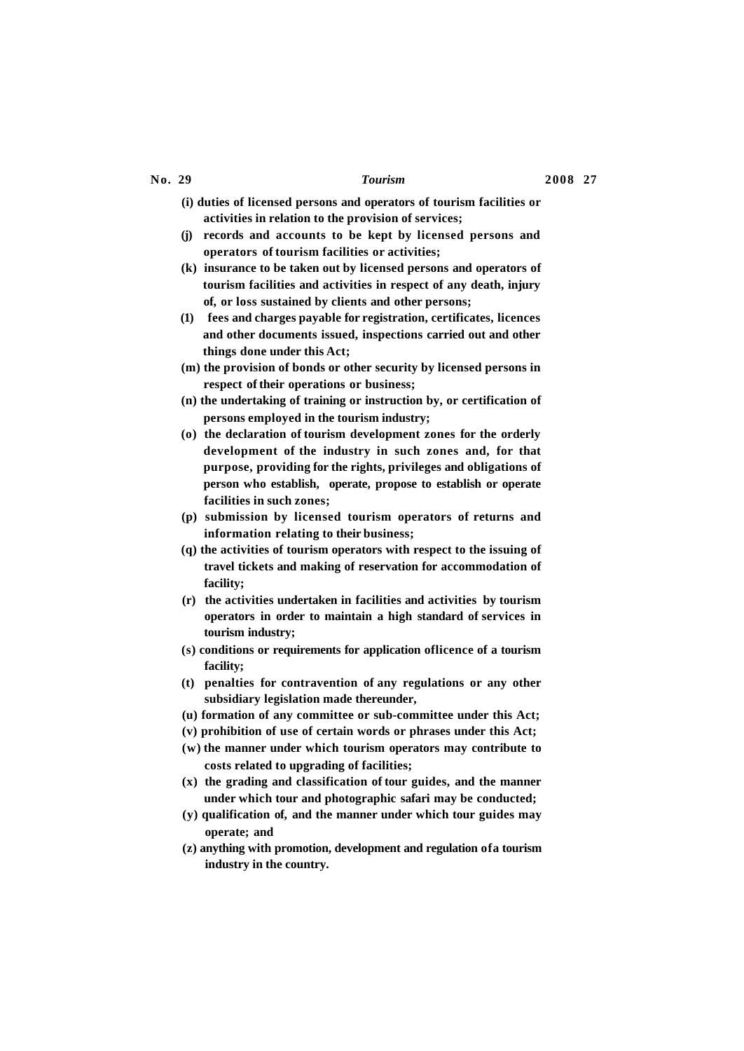**(i) duties of licensed persons and operators of tourism facilities or activities in relation to the provision of services;**

**(j) records and accounts to be kept by licensed persons and operators of tourism facilities or activities;**

**(k) insurance to be taken out by licensed persons and operators of tourism facilities and activities in respect of any death, injury of, or loss sustained by clients and other persons;**

**(1) fees and charges payable for registration, certificates, licences and other documents issued, inspections carried out and other things done under this Act;**

**(m) the provision of bonds or other security by licensed persons in respect of their operations or business;**

**(n) the undertaking of training or instruction by, or certification of persons employed in the tourism industry;**

**(o) the declaration of tourism development zones for the orderly development of the industry in such zones and, for that purpose, providing for the rights, privileges and obligations of person who establish, operate, propose to establish or operate facilities in such zones;**

**(p) submission by licensed tourism operators of returns and information relating to their business;**

**(q) the activities of tourism operators with respect to the issuing of travel tickets and making of reservation for accommodation of facility;**

**(r) the activities undertaken in facilities and activities by tourism operators in order to maintain a high standard of services in tourism industry;**

**(s) conditions or requirements for application oflicence of a tourism facility;**

**(t) penalties for contravention of any regulations or any other subsidiary legislation made thereunder,**

**(u) formation of any committee or sub-committee under this Act;**

**(v) prohibition of use of certain words or phrases under this Act;**

**(w) the manner under which tourism operators may contribute to costs related to upgrading of facilities;**

**(x) the grading and classification of tour guides, and the manner under which tour and photographic safari may be conducted;**

**(y) qualification of, and the manner under which tour guides may operate; and**

**(z) anything with promotion, development and regulation ofa tourism industry in the country.**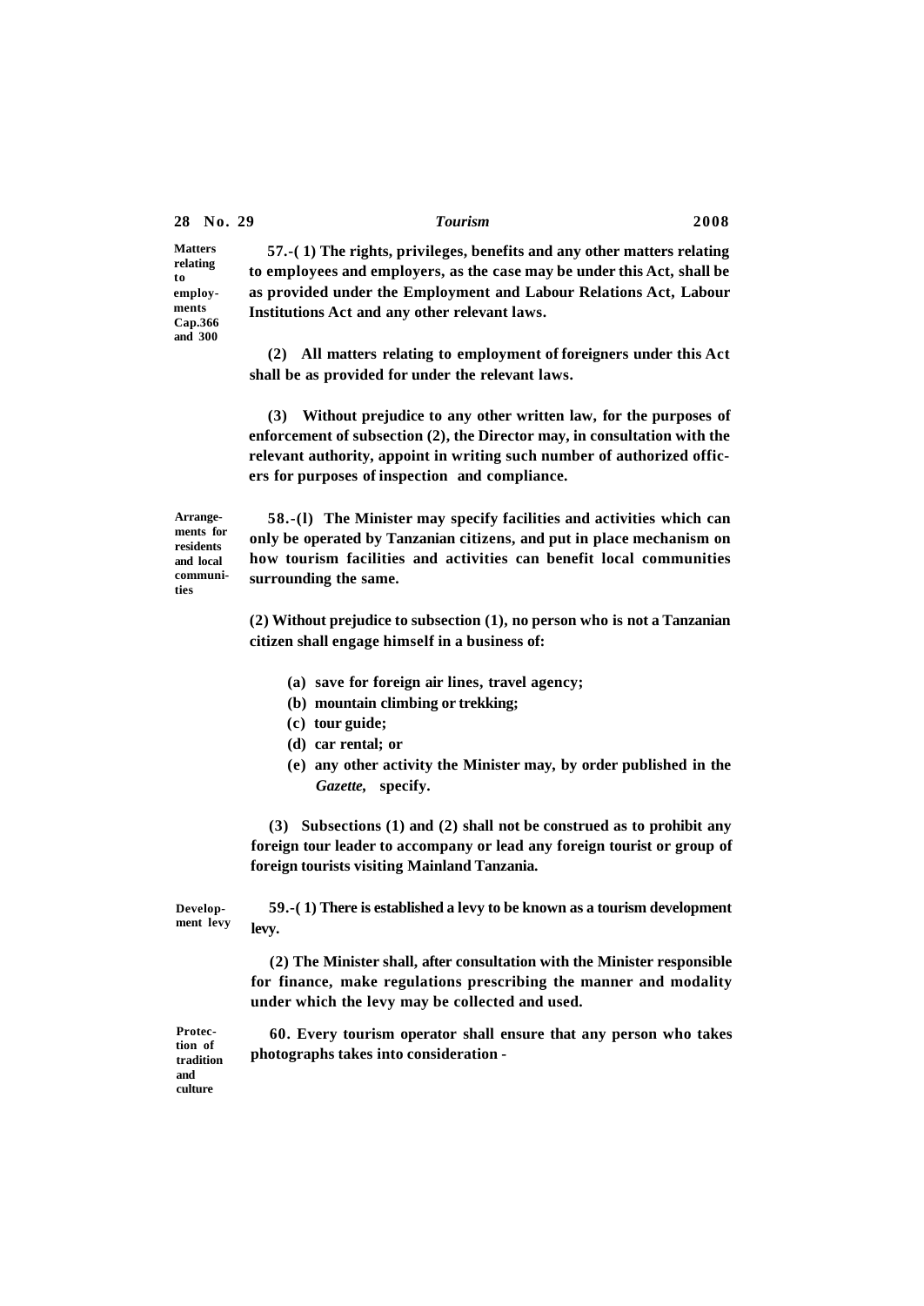**Matters relating to employments Cap.366 and 300**

**57.-(1) The rights, privileges, benefits and any other matters relating to employees and employers, as the case may be under this Act, shall be as provided under the Employment and Labour Relations Act, Labour Institutions Act and any other relevant laws.**

**(2) All matters relating to employment of foreigners under this Act shall be as provided for under the relevant laws.**

**(3) Without prejudice to any other written law, for the purposes of enforcement of subsection (2), the Director may, in consultation with the relevant authority, appoint in writing such number of authorized officers for purposes of inspection and compliance.**

**Arrangements for residents and local communities**

**58.-(l) The Minister may specify facilities and activities which can only be operated by Tanzanian citizens, and put in place mechanism on how tourism facilities and activities can benefit local communities surrounding the same.**

**(2) Without prejudice to subsection (1), no person who is not a Tanzanian citizen shall engage himself in a business of:**

- **(a) save for foreign air lines, travel agency;**
- **(b) mountain climbing or trekking;**
- **(c) tour guide;**
- **(d) car rental; or**
- **(e) any other activity the Minister may, by order published in the *Gazette*, specify.**

**(3) Subsections (1) and (2) shall not be construed as to prohibit any foreign tour leader to accompany or lead any foreign tourist or group of foreign tourists visiting Mainland Tanzania.**

**Development levy**

**59.-(1) There is established a levy to be known as a tourism development levy.**

**(2) The Minister shall, after consultation with the Minister responsible for finance, make regulations prescribing the manner and modality under which the levy may be collected and used.**

**Protection of tradition and culture**

**60. Every tourism operator shall ensure that any person who takes photographs takes into consideration -**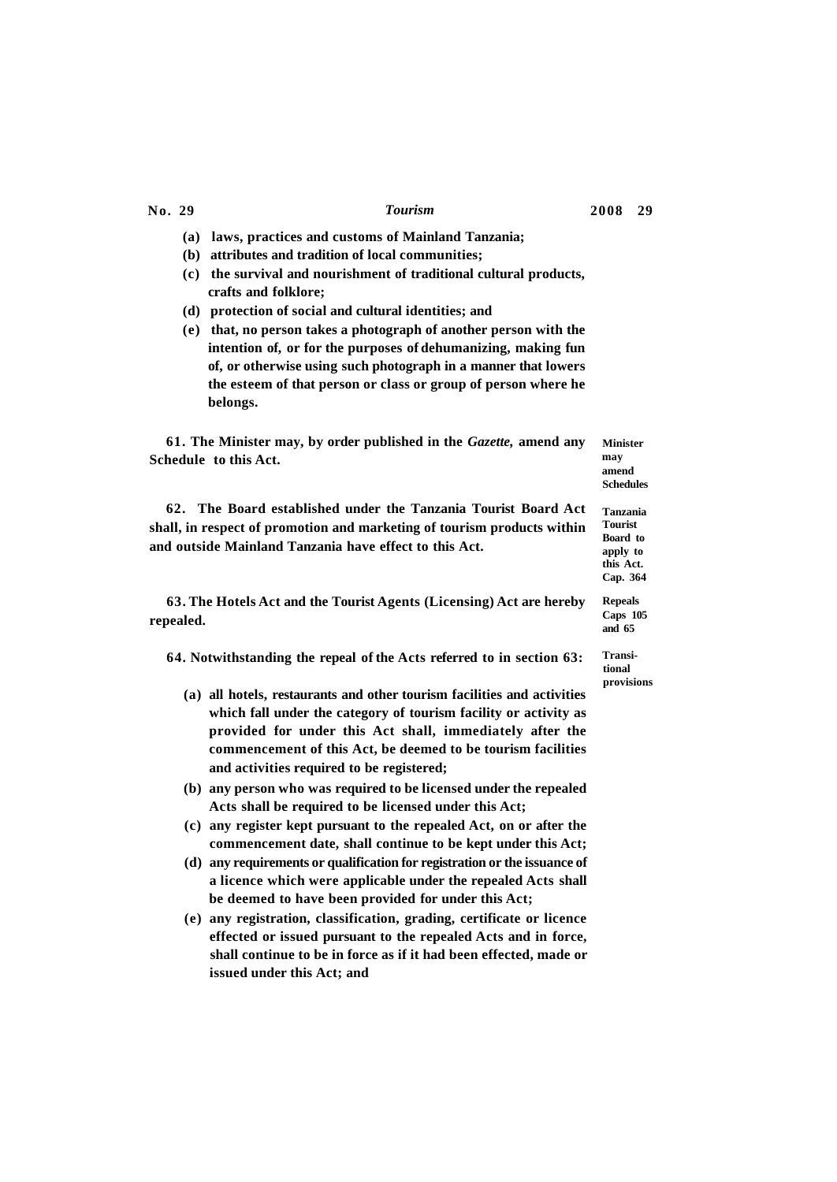(a) laws, practices and customs of Mainland Tanzania;

(b) attributes and tradition of local communities;

(c) the survival and nourishment of traditional cultural products, crafts and folklore;

(d) protection of social and cultural identities; and

(e) that, no person takes a photograph of another person with the intention of, or for the purposes of dehumanizing, making fun of, or otherwise using such photograph in a manner that lowers the esteem of that person or class or group of person where he belongs.

**Minister may amend Schedules**

61. The Minister may, by order published in the *Gazette*, amend any Schedule to this Act.

**Tanzania Tourist Board to apply to this Act. Cap. 364**

62. The Board established under the Tanzania Tourist Board Act shall, in respect of promotion and marketing of tourism products within and outside Mainland Tanzania have effect to this Act.

**Repeals Caps 105 and 65**

63. The Hotels Act and the Tourist Agents (Licensing) Act are hereby repealed.

**Transitional provisions**

64. Notwithstanding the repeal of the Acts referred to in section 63:

(a) all hotels, restaurants and other tourism facilities and activities which fall under the category of tourism facility or activity as provided for under this Act shall, immediately after the commencement of this Act, be deemed to be tourism facilities and activities required to be registered;

(b) any person who was required to be licensed under the repealed Acts shall be required to be licensed under this Act;

(c) any register kept pursuant to the repealed Act, on or after the commencement date, shall continue to be kept under this Act;

(d) any requirements or qualification for registration or the issuance of a licence which were applicable under the repealed Acts shall be deemed to have been provided for under this Act;

(e) any registration, classification, grading, certificate or licence effected or issued pursuant to the repealed Acts and in force, shall continue to be in force as if it had been effected, made or issued under this Act; and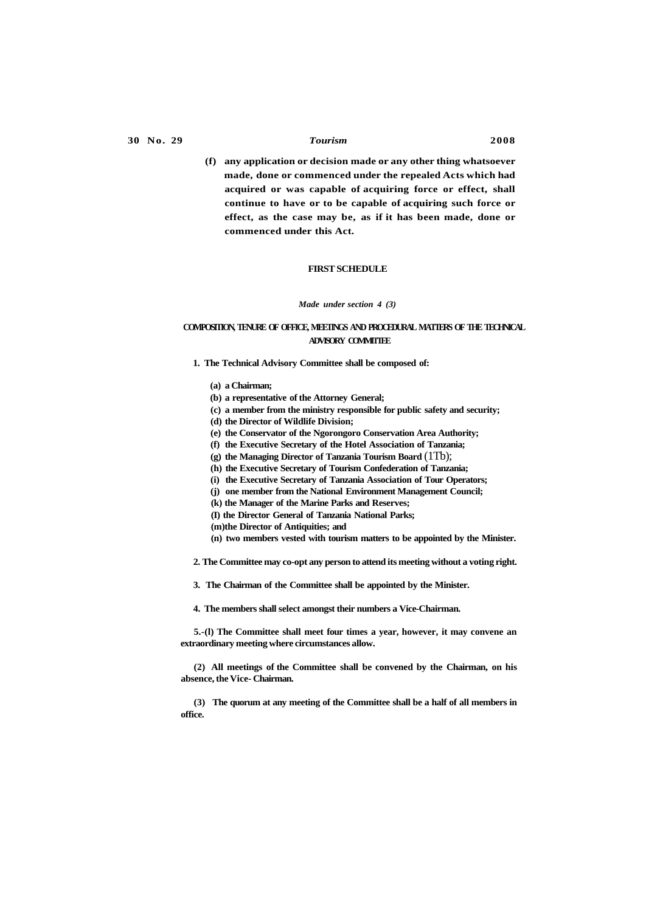(f) any application or decision made or any other thing whatsoever made, done or commenced under the repealed Acts which had acquired or was capable of acquiring force or effect, shall continue to have or to be capable of acquiring such force or effect, as the case may be, as if it has been made, done or commenced under this Act.

## FIRST SCHEDULE

*Made under section 4 (3)*

### COMPOSITION, TENURE OF OFFICE, MEETINGS AND PROCEDURAL MATTERS OF THE TECHNICAL ADVISORY COMMITTEE

1. The Technical Advisory Committee shall be composed of:

   (a) a Chairman;
   (b) a representative of the Attorney General;
   (c) a member from the ministry responsible for public safety and security;
   (d) the Director of Wildlife Division;
   (e) the Conservator of the Ngorongoro Conservation Area Authority;
   (f) the Executive Secretary of the Hotel Association of Tanzania;
   (g) the Managing Director of Tanzania Tourism Board (1Tb);
   (h) the Executive Secretary of Tourism Confederation of Tanzania;
   (i) the Executive Secretary of Tanzania Association of Tour Operators;
   (j) one member from the National Environment Management Council;
   (k) the Manager of the Marine Parks and Reserves;
   (I) the Director General of Tanzania National Parks;
   (m)the Director of Antiquities; and
   (n) two members vested with tourism matters to be appointed by the Minister.

2. The Committee may co-opt any person to attend its meeting without a voting right.

3. The Chairman of the Committee shall be appointed by the Minister.

4. The members shall select amongst their numbers a Vice-Chairman.

5.-(l) The Committee shall meet four times a year, however, it may convene an extraordinary meeting where circumstances allow.

(2) All meetings of the Committee shall be convened by the Chairman, on his absence, the Vice- Chairman.

(3) The quorum at any meeting of the Committee shall be a half of all members in office.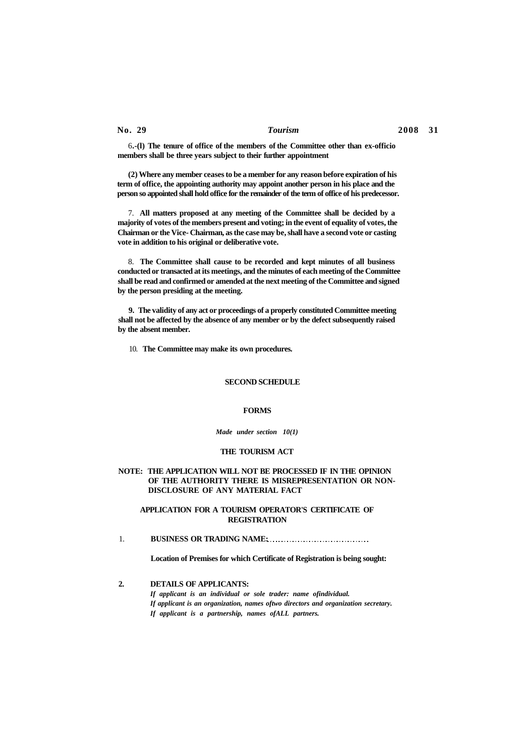6.-(l) **The tenure of office of the members of the Committee other than ex-officio members shall be three years subject to their further appointment**

**(2) Where any member ceases to be a member for any reason before expiration of his term of office, the appointing authority may appoint another person in his place and the person so appointed shall hold office for the remainder of the term of office of his predecessor.**

7. **All matters proposed at any meeting of the Committee shall be decided by a majority of votes of the members present and voting; in the event of equality of votes, the Chairman or the Vice- Chairman, as the case may be, shall have a second vote or casting vote in addition to his original or deliberative vote.**

8. **The Committee shall cause to be recorded and kept minutes of all business conducted or transacted at its meetings, and the minutes of each meeting of the Committee shall be read and confirmed or amended at the next meeting of the Committee and signed by the person presiding at the meeting.**

**9. The validity of any act or proceedings of a properly constituted Committee meeting shall not be affected by the absence of any member or by the defect subsequently raised by the absent member.**

10. **The Committee may make its own procedures.**

## SECOND SCHEDULE

### FORMS

*Made under section 10(1)*

**THE TOURISM ACT**

**NOTE: THE APPLICATION WILL NOT BE PROCESSED IF IN THE OPINION OF THE AUTHORITY THERE IS MISREPRESENTATION OR NON-DISCLOSURE OF ANY MATERIAL FACT**

**APPLICATION FOR A TOURISM OPERATOR'S CERTIFICATE OF REGISTRATION**

1. **BUSINESS OR TRADING NAME:**.................................

   **Location of Premises for which Certificate of Registration is being sought:**

2. **DETAILS OF APPLICANTS:**

   ***If applicant is an individual or sole trader: name ofindividual.***
   ***If applicant is an organization, names oftwo directors and organization secretary.***
   ***If applicant is a partnership, names ofALL partners.***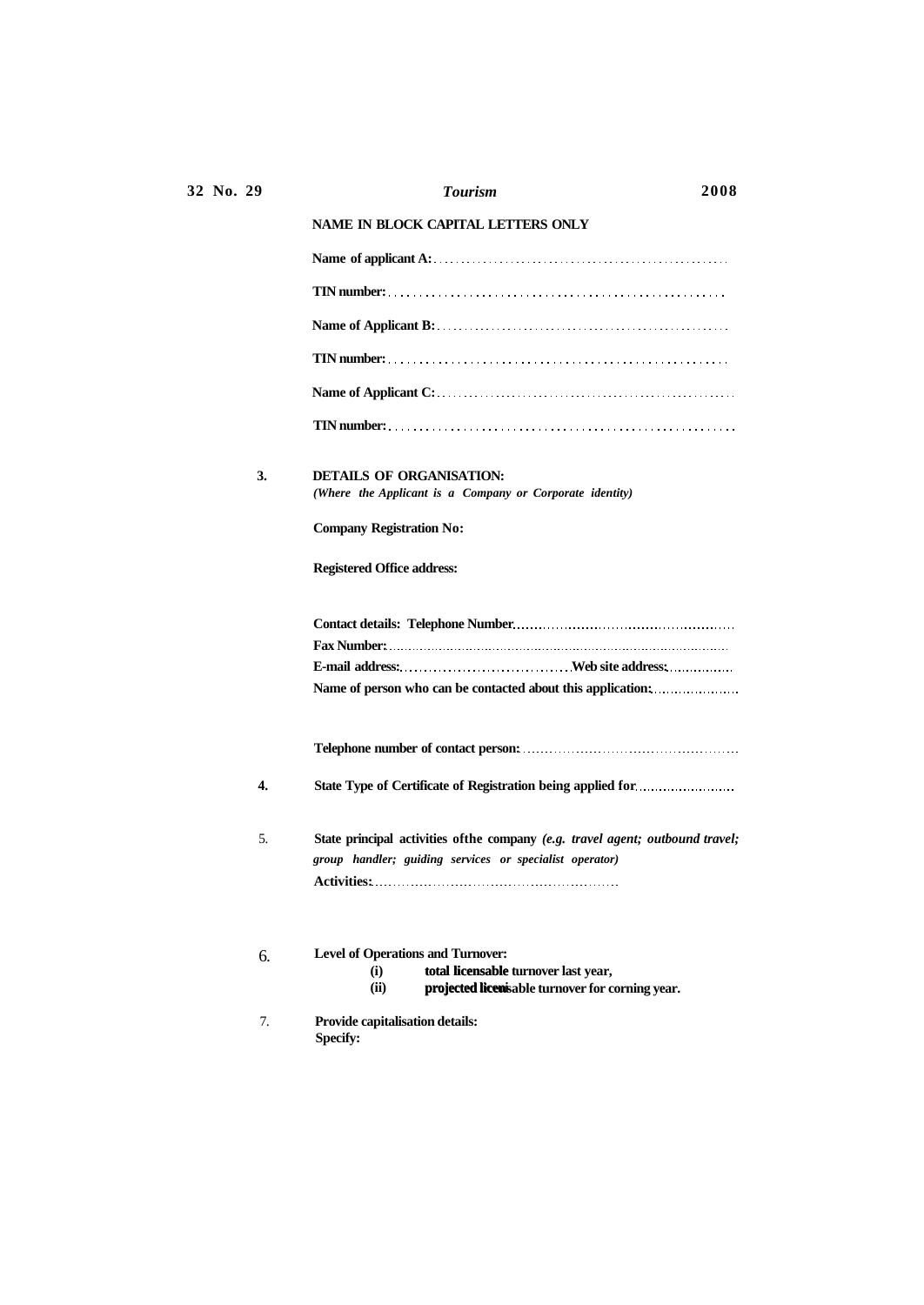**NAME IN BLOCK CAPITAL LETTERS ONLY**

**Name of applicant A:**……………………………………………………

**TIN number:**……………………………………………………

**Name of Applicant B:**……………………………………………………

**TIN number:**……………………………………………………

**Name of Applicant C:**……………………………………………………

**TIN number:**……………………………………………………

**3. DETAILS OF ORGANISATION:**
*(Where the Applicant is a Company or Corporate identity)*

**Company Registration No:**

**Registered Office address:**

**Contact details: Telephone Number**……………………………………………
**Fax Number:**……………………………………………………
**E-mail address:**………………………………**Web site address:**……………
**Name of person who can be contacted about this application:**……………………

**Telephone number of contact person:**……………………………………………

**4. State Type of Certificate of Registration being applied for**……………………

5. **State principal activities ofthe company** ***(e.g. travel agent; outbound travel; group handler; guiding services or specialist operator)***
**Activities:**……………………………………………………

6. **Level of Operations and Turnover:**
   **(i) total licensable turnover last year,**
   **(ii) projected licenisable turnover for corning year.**

7. **Provide capitalisation details:**
   **Specify:**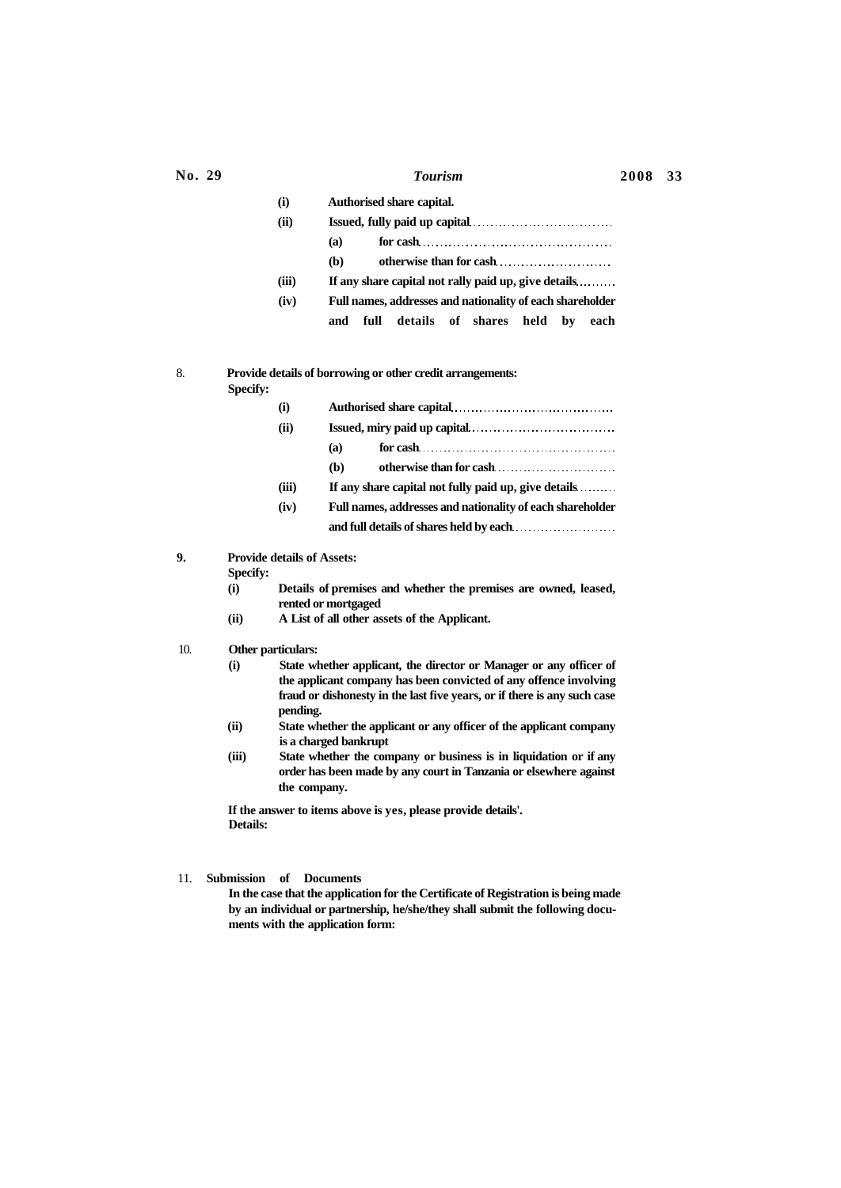(i) **Authorised share capital.**

(ii) **Issued, fully paid up capital** ................................

(a) **for cash** ................................................

(b) **otherwise than for cash** ........................

(iii) **If any share capital not rally paid up, give details** .........

(iv) **Full names, addresses and nationality of each shareholder and full details of shares held by each**

8. **Provide details of borrowing or other credit arrangements:**

**Specify:**

(i) **Authorised share capital** ....................................

(ii) **Issued, miry paid up capital** ................................

(a) **for cash** ................................................

(b) **otherwise than for cash** ............................

(iii) **If any share capital not fully paid up, give details** .........

(iv) **Full names, addresses and nationality of each shareholder and full details of shares held by each** ........................

**9. Provide details of Assets:**

**Specify:**

(i) **Details of premises and whether the premises are owned, leased, rented or mortgaged**

(ii) **A List of all other assets of the Applicant.**

10. **Other particulars:**

(i) **State whether applicant, the director or Manager or any officer of the applicant company has been convicted of any offence involving fraud or dishonesty in the last five years, or if there is any such case pending.**

(ii) **State whether the applicant or any officer of the applicant company is a charged bankrupt**

(iii) **State whether the company or business is in liquidation or if any order has been made by any court in Tanzania or elsewhere against the company.**

**If the answer to items above is yes, please provide details'.**

**Details:**

11. **Submission of Documents**

**In the case that the application for the Certificate of Registration is being made by an individual or partnership, he/she/they shall submit the following documents with the application form:**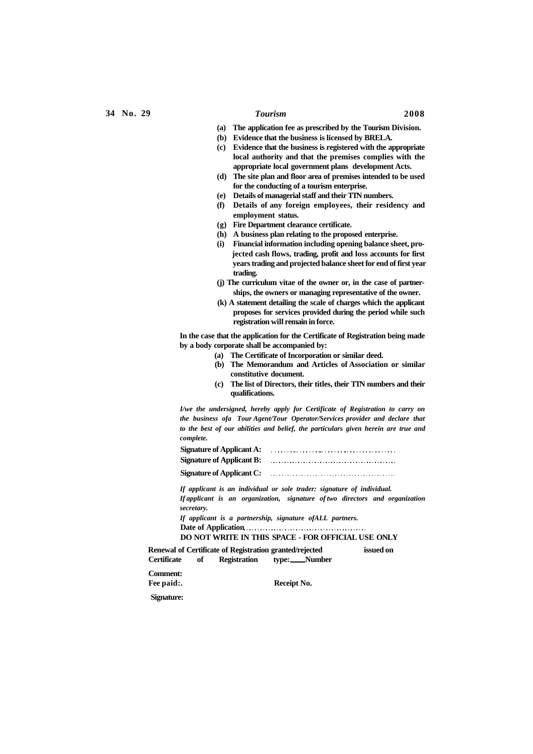**(a) The application fee as prescribed by the Tourism Division.**

**(b) Evidence that the business is licensed by BRELA.**

**(c) Evidence that the business is registered with the appropriate local authority and that the premises complies with the appropriate local government plans development Acts.**

**(d) The site plan and floor area of premises intended to be used for the conducting of a tourism enterprise.**

**(e) Details of managerial staff and their TIN numbers.**

**(f) Details of any foreign employees, their residency and employment status.**

**(g) Fire Department clearance certificate.**

**(h) A business plan relating to the proposed enterprise.**

**(i) Financial information including opening balance sheet, projected cash flows, trading, profit and loss accounts for first years trading and projected balance sheet for end of first year trading.**

**(j) The curriculum vitae of the owner or, in the case of partnerships, the owners or managing representative of the owner.**

**(k) A statement detailing the scale of charges which the applicant proposes for services provided during the period while such registration will remain in force.**

**In the case that the application for the Certificate of Registration being made by a body corporate shall be accompanied by:**

**(a) The Certificate of Incorporation or similar deed.**

**(b) The Memorandum and Articles of Association or similar constitutive document.**

**(c) The list of Directors, their titles, their TIN numbers and their qualifications.**

***I/we the undersigned, hereby apply for Certificate of Registration to carry on the business ofa Tour Agent/Tour Operator/Services provider and declare that to the best of our abilities and belief, the particulars given herein are true and complete.***

**Signature of Applicant A:** ...........................................

**Signature of Applicant B:** ...........................................

**Signature of Applicant C:** ...........................................

***If applicant is an individual or sole trader: signature of individual.***

***If applicant is an organization, signature of two directors and organization secretary.***

***If applicant is a partnership, signature ofALL partners.***

**Date of Application**...........................................

**DO NOT WRITE IN THIS SPACE - FOR OFFICIAL USE ONLY**

**Renewal of Certificate of Registration granted/rejected issued on**

**Certificate of Registration type:\_\_\_\_Number**

**Comment:**

**Fee paid:.** **Receipt No.**

**Signature:**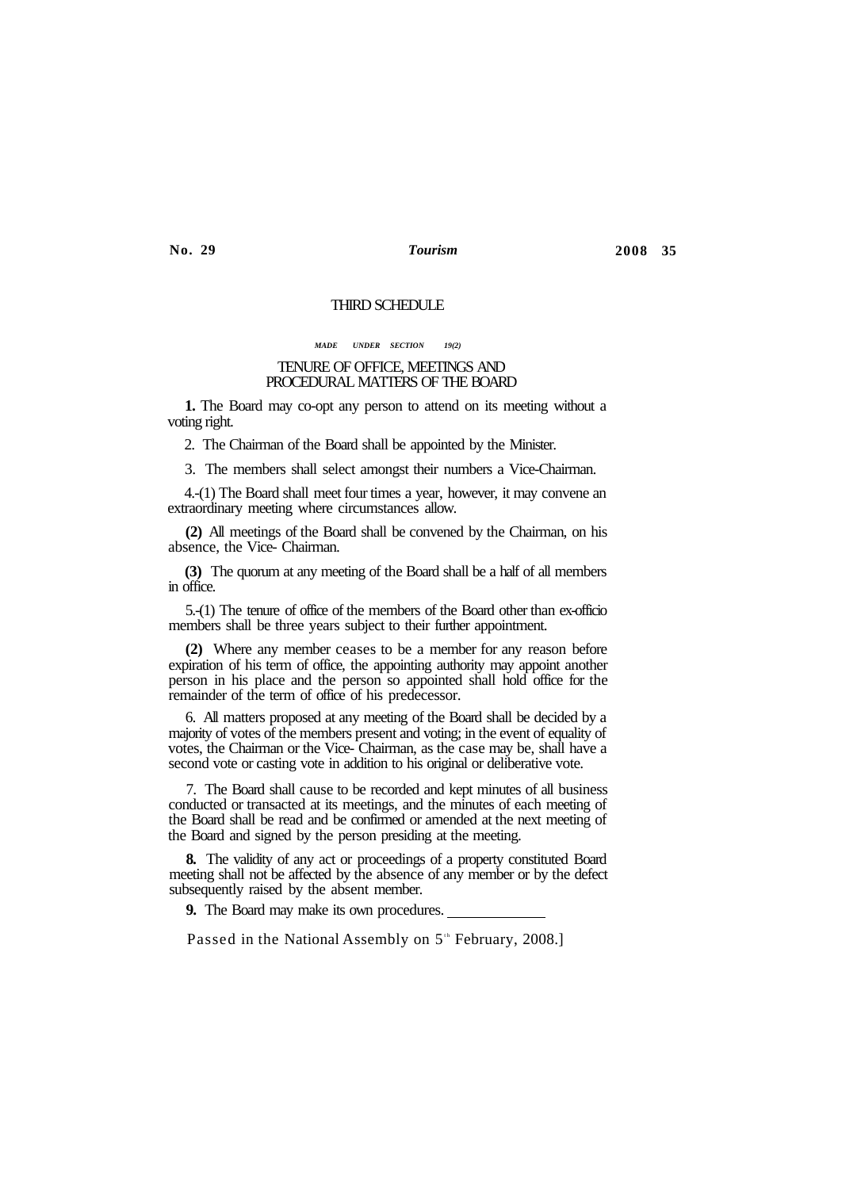## THIRD SCHEDULE

*MADE UNDER SECTION 19(2)*

### TENURE OF OFFICE, MEETINGS AND PROCEDURAL MATTERS OF THE BOARD

**1.** The Board may co-opt any person to attend on its meeting without a voting right.

2. The Chairman of the Board shall be appointed by the Minister.

3. The members shall select amongst their numbers a Vice-Chairman.

4.-(1) The Board shall meet four times a year, however, it may convene an extraordinary meeting where circumstances allow.

**(2)** All meetings of the Board shall be convened by the Chairman, on his absence, the Vice- Chairman.

**(3)** The quorum at any meeting of the Board shall be a half of all members in office.

5.-(1) The tenure of office of the members of the Board other than ex-officio members shall be three years subject to their further appointment.

**(2)** Where any member ceases to be a member for any reason before expiration of his term of office, the appointing authority may appoint another person in his place and the person so appointed shall hold office for the remainder of the term of office of his predecessor.

6. All matters proposed at any meeting of the Board shall be decided by a majority of votes of the members present and voting; in the event of equality of votes, the Chairman or the Vice- Chairman, as the case may be, shall have a second vote or casting vote in addition to his original or deliberative vote.

7. The Board shall cause to be recorded and kept minutes of all business conducted or transacted at its meetings, and the minutes of each meeting of the Board shall be read and be confirmed or amended at the next meeting of the Board and signed by the person presiding at the meeting.

**8.** The validity of any act or proceedings of a property constituted Board meeting shall not be affected by the absence of any member or by the defect subsequently raised by the absent member.

**9.** The Board may make its own procedures.

Passed in the National Assembly on 5th February, 2008.]